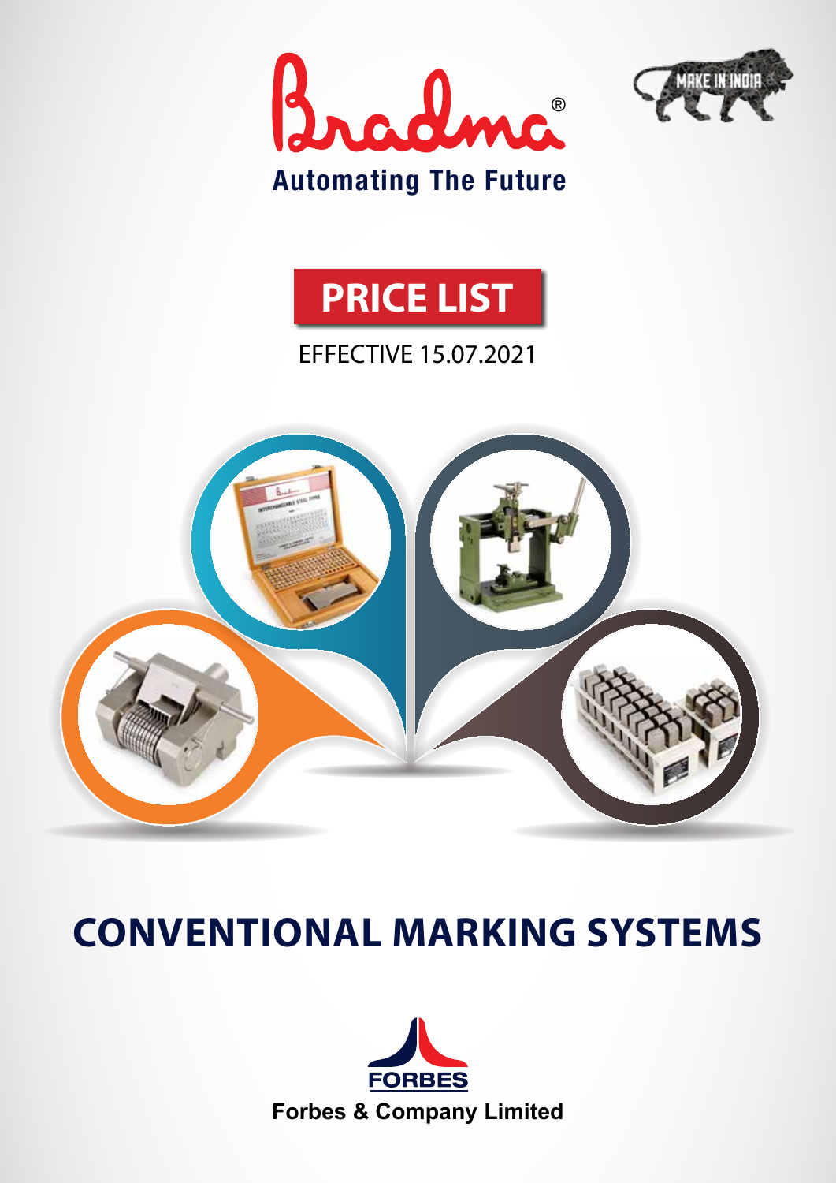# Bradma®

**Automating The Future**

MAKE IN INDIA

## PRICE LIST

EFFECTIVE 15.07.2021

# CONVENTIONAL MARKING SYSTEMS

FORBES

**Forbes & Company Limited**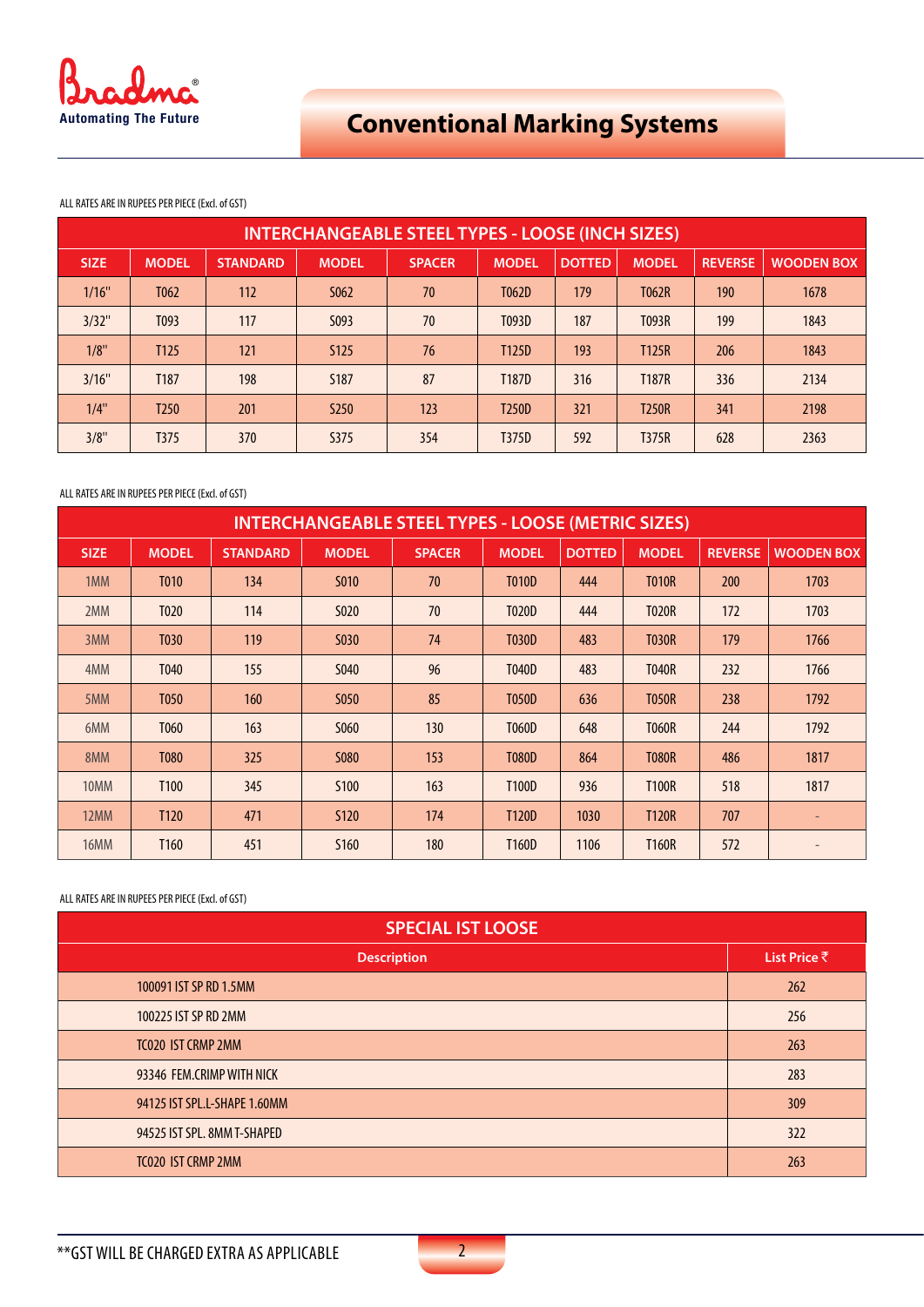# Conventional Marking Systems

ALL RATES ARE IN RUPEES PER PIECE (Excl. of GST)

| INTERCHANGEABLE STEEL TYPES - LOOSE (INCH SIZES) | | | | | | | | | |
|---|---|---|---|---|---|---|---|---|---|
| SIZE | MODEL | STANDARD | MODEL | SPACER | MODEL | DOTTED | MODEL | REVERSE | WOODEN BOX |
| 1/16" | T062 | 112 | S062 | 70 | T062D | 179 | T062R | 190 | 1678 |
| 3/32" | T093 | 117 | S093 | 70 | T093D | 187 | T093R | 199 | 1843 |
| 1/8" | T125 | 121 | S125 | 76 | T125D | 193 | T125R | 206 | 1843 |
| 3/16" | T187 | 198 | S187 | 87 | T187D | 316 | T187R | 336 | 2134 |
| 1/4" | T250 | 201 | S250 | 123 | T250D | 321 | T250R | 341 | 2198 |
| 3/8" | T375 | 370 | S375 | 354 | T375D | 592 | T375R | 628 | 2363 |

ALL RATES ARE IN RUPEES PER PIECE (Excl. of GST)

| INTERCHANGEABLE STEEL TYPES - LOOSE (METRIC SIZES) | | | | | | | | | |
|---|---|---|---|---|---|---|---|---|---|
| SIZE | MODEL | STANDARD | MODEL | SPACER | MODEL | DOTTED | MODEL | REVERSE | WOODEN BOX |
| 1MM | T010 | 134 | S010 | 70 | T010D | 444 | T010R | 200 | 1703 |
| 2MM | T020 | 114 | S020 | 70 | T020D | 444 | T020R | 172 | 1703 |
| 3MM | T030 | 119 | S030 | 74 | T030D | 483 | T030R | 179 | 1766 |
| 4MM | T040 | 155 | S040 | 96 | T040D | 483 | T040R | 232 | 1766 |
| 5MM | T050 | 160 | S050 | 85 | T050D | 636 | T050R | 238 | 1792 |
| 6MM | T060 | 163 | S060 | 130 | T060D | 648 | T060R | 244 | 1792 |
| 8MM | T080 | 325 | S080 | 153 | T080D | 864 | T080R | 486 | 1817 |
| 10MM | T100 | 345 | S100 | 163 | T100D | 936 | T100R | 518 | 1817 |
| 12MM | T120 | 471 | S120 | 174 | T120D | 1030 | T120R | 707 | - |
| 16MM | T160 | 451 | S160 | 180 | T160D | 1106 | T160R | 572 | - |

ALL RATES ARE IN RUPEES PER PIECE (Excl. of GST)

| SPECIAL IST LOOSE | |
|---|---|
| Description | List Price ₹ |
| 100091 IST SP RD 1.5MM | 262 |
| 100225 IST SP RD 2MM | 256 |
| TC020 IST CRMP 2MM | 263 |
| 93346 FEM.CRIMP WITH NICK | 283 |
| 94125 IST SPL.L-SHAPE 1.60MM | 309 |
| 94525 IST SPL. 8MM T-SHAPED | 322 |
| TC020 IST CRMP 2MM | 263 |

**GST WILL BE CHARGED EXTRA AS APPLICABLE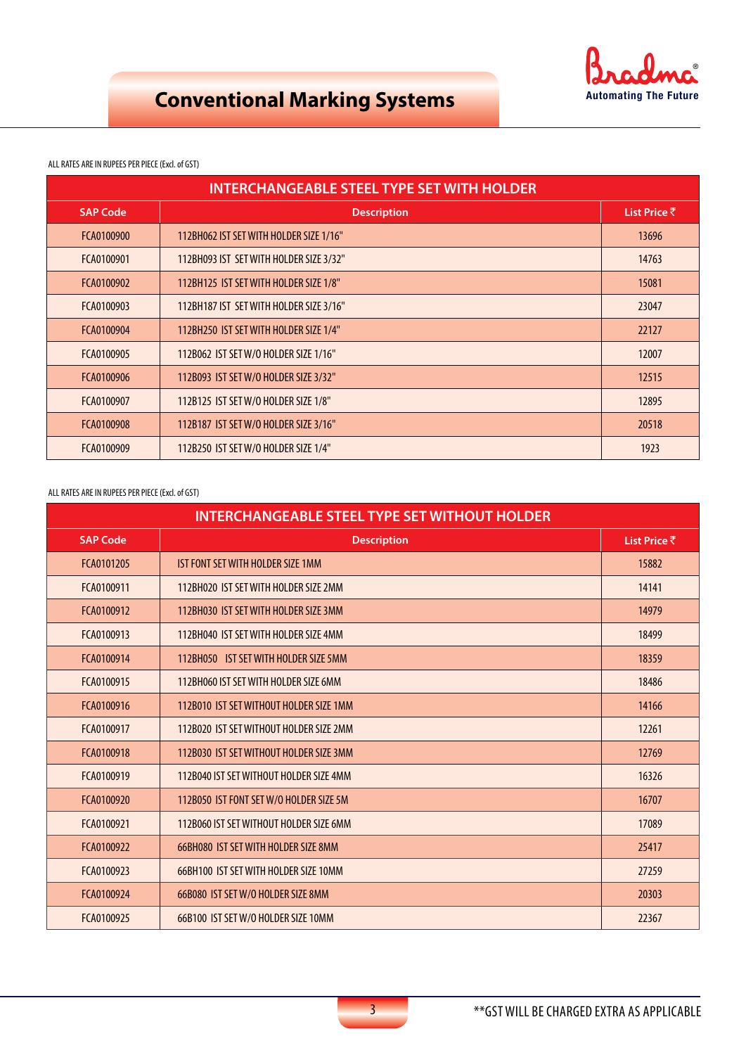# Conventional Marking Systems

ALL RATES ARE IN RUPEES PER PIECE (Excl. of GST)

| INTERCHANGEABLE STEEL TYPE SET WITH HOLDER | | |
|---|---|---|
| SAP Code | Description | List Price ₹ |
| FCA0100900 | 112BH062 IST SET WITH HOLDER SIZE 1/16" | 13696 |
| FCA0100901 | 112BH093 IST SET WITH HOLDER SIZE 3/32" | 14763 |
| FCA0100902 | 112BH125 IST SET WITH HOLDER SIZE 1/8" | 15081 |
| FCA0100903 | 112BH187 IST SET WITH HOLDER SIZE 3/16" | 23047 |
| FCA0100904 | 112BH250 IST SET WITH HOLDER SIZE 1/4" | 22127 |
| FCA0100905 | 112B062 IST SET W/O HOLDER SIZE 1/16" | 12007 |
| FCA0100906 | 112B093 IST SET W/O HOLDER SIZE 3/32" | 12515 |
| FCA0100907 | 112B125 IST SET W/O HOLDER SIZE 1/8" | 12895 |
| FCA0100908 | 112B187 IST SET W/O HOLDER SIZE 3/16" | 20518 |
| FCA0100909 | 112B250 IST SET W/O HOLDER SIZE 1/4" | 1923 |

ALL RATES ARE IN RUPEES PER PIECE (Excl. of GST)

| INTERCHANGEABLE STEEL TYPE SET WITHOUT HOLDER | | |
|---|---|---|
| SAP Code | Description | List Price ₹ |
| FCA0101205 | IST FONT SET WITH HOLDER SIZE 1MM | 15882 |
| FCA0100911 | 112BH020 IST SET WITH HOLDER SIZE 2MM | 14141 |
| FCA0100912 | 112BH030 IST SET WITH HOLDER SIZE 3MM | 14979 |
| FCA0100913 | 112BH040 IST SET WITH HOLDER SIZE 4MM | 18499 |
| FCA0100914 | 112BH050 IST SET WITH HOLDER SIZE 5MM | 18359 |
| FCA0100915 | 112BH060 IST SET WITH HOLDER SIZE 6MM | 18486 |
| FCA0100916 | 112B010 IST SET WITHOUT HOLDER SIZE 1MM | 14166 |
| FCA0100917 | 112B020 IST SET WITHOUT HOLDER SIZE 2MM | 12261 |
| FCA0100918 | 112B030 IST SET WITHOUT HOLDER SIZE 3MM | 12769 |
| FCA0100919 | 112B040 IST SET WITHOUT HOLDER SIZE 4MM | 16326 |
| FCA0100920 | 112B050 IST FONT SET W/O HOLDER SIZE 5M | 16707 |
| FCA0100921 | 112B060 IST SET WITHOUT HOLDER SIZE 6MM | 17089 |
| FCA0100922 | 66BH080 IST SET WITH HOLDER SIZE 8MM | 25417 |
| FCA0100923 | 66BH100 IST SET WITH HOLDER SIZE 10MM | 27259 |
| FCA0100924 | 66B080 IST SET W/O HOLDER SIZE 8MM | 20303 |
| FCA0100925 | 66B100 IST SET W/O HOLDER SIZE 10MM | 22367 |

**GST WILL BE CHARGED EXTRA AS APPLICABLE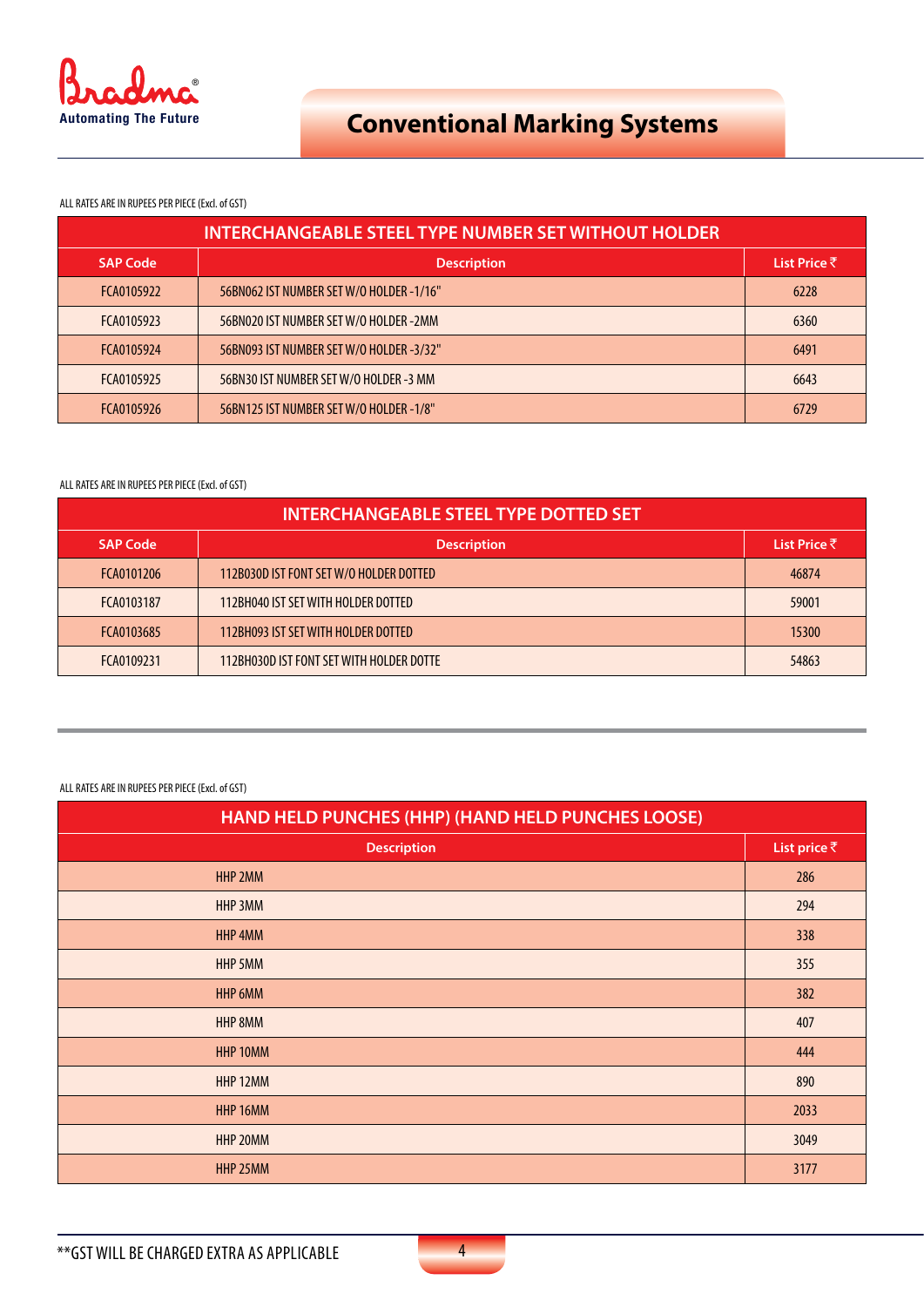# Conventional Marking Systems

ALL RATES ARE IN RUPEES PER PIECE (Excl. of GST)

| INTERCHANGEABLE STEEL TYPE NUMBER SET WITHOUT HOLDER | | |
|---|---|---|
| SAP Code | Description | List Price ₹ |
| FCA0105922 | 56BN062 IST NUMBER SET W/O HOLDER -1/16" | 6228 |
| FCA0105923 | 56BN020 IST NUMBER SET W/O HOLDER -2MM | 6360 |
| FCA0105924 | 56BN093 IST NUMBER SET W/O HOLDER -3/32" | 6491 |
| FCA0105925 | 56BN30 IST NUMBER SET W/O HOLDER -3 MM | 6643 |
| FCA0105926 | 56BN125 IST NUMBER SET W/O HOLDER -1/8" | 6729 |

ALL RATES ARE IN RUPEES PER PIECE (Excl. of GST)

| INTERCHANGEABLE STEEL TYPE DOTTED SET | | |
|---|---|---|
| SAP Code | Description | List Price ₹ |
| FCA0101206 | 112B030D IST FONT SET W/O HOLDER DOTTED | 46874 |
| FCA0103187 | 112BH040 IST SET WITH HOLDER DOTTED | 59001 |
| FCA0103685 | 112BH093 IST SET WITH HOLDER DOTTED | 15300 |
| FCA0109231 | 112BH030D IST FONT SET WITH HOLDER DOTTE | 54863 |

ALL RATES ARE IN RUPEES PER PIECE (Excl. of GST)

| HAND HELD PUNCHES (HHP) (HAND HELD PUNCHES LOOSE) | |
|---|---|
| Description | List price ₹ |
| HHP 2MM | 286 |
| HHP 3MM | 294 |
| HHP 4MM | 338 |
| HHP 5MM | 355 |
| HHP 6MM | 382 |
| HHP 8MM | 407 |
| HHP 10MM | 444 |
| HHP 12MM | 890 |
| HHP 16MM | 2033 |
| HHP 20MM | 3049 |
| HHP 25MM | 3177 |

**GST WILL BE CHARGED EXTRA AS APPLICABLE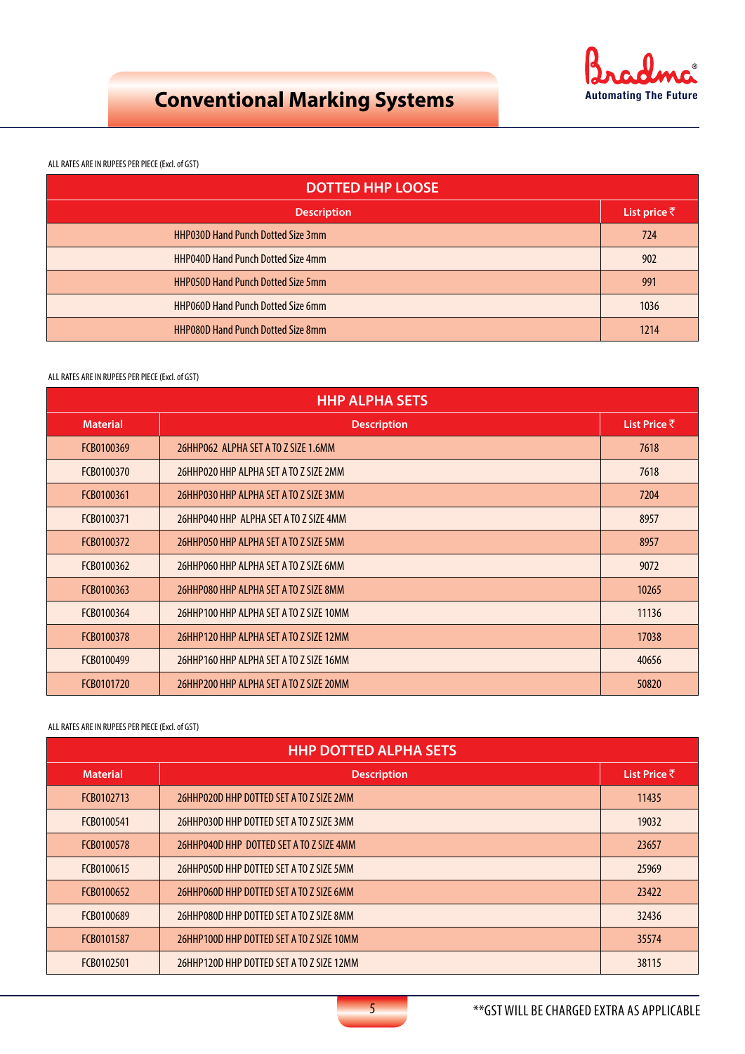# Conventional Marking Systems

Bradma®
Automating The Future

ALL RATES ARE IN RUPEES PER PIECE (Excl. of GST)

## DOTTED HHP LOOSE

| Description | List price ₹ |
|---|---|
| HHP030D Hand Punch Dotted Size 3mm | 724 |
| HHP040D Hand Punch Dotted Size 4mm | 902 |
| HHP050D Hand Punch Dotted Size 5mm | 991 |
| HHP060D Hand Punch Dotted Size 6mm | 1036 |
| HHP080D Hand Punch Dotted Size 8mm | 1214 |

ALL RATES ARE IN RUPEES PER PIECE (Excl. of GST)

## HHP ALPHA SETS

| Material | Description | List Price ₹ |
|---|---|---|
| FCB0100369 | 26HHP062 ALPHA SET A TO Z SIZE 1.6MM | 7618 |
| FCB0100370 | 26HHP020 HHP ALPHA SET A TO Z SIZE 2MM | 7618 |
| FCB0100361 | 26HHP030 HHP ALPHA SET A TO Z SIZE 3MM | 7204 |
| FCB0100371 | 26HHP040 HHP ALPHA SET A TO Z SIZE 4MM | 8957 |
| FCB0100372 | 26HHP050 HHP ALPHA SET A TO Z SIZE 5MM | 8957 |
| FCB0100362 | 26HHP060 HHP ALPHA SET A TO Z SIZE 6MM | 9072 |
| FCB0100363 | 26HHP080 HHP ALPHA SET A TO Z SIZE 8MM | 10265 |
| FCB0100364 | 26HHP100 HHP ALPHA SET A TO Z SIZE 10MM | 11136 |
| FCB0100378 | 26HHP120 HHP ALPHA SET A TO Z SIZE 12MM | 17038 |
| FCB0100499 | 26HHP160 HHP ALPHA SET A TO Z SIZE 16MM | 40656 |
| FCB0101720 | 26HHP200 HHP ALPHA SET A TO Z SIZE 20MM | 50820 |

ALL RATES ARE IN RUPEES PER PIECE (Excl. of GST)

## HHP DOTTED ALPHA SETS

| Material | Description | List Price ₹ |
|---|---|---|
| FCB0102713 | 26HHP020D HHP DOTTED SET A TO Z SIZE 2MM | 11435 |
| FCB0100541 | 26HHP030D HHP DOTTED SET A TO Z SIZE 3MM | 19032 |
| FCB0100578 | 26HHP040D HHP DOTTED SET A TO Z SIZE 4MM | 23657 |
| FCB0100615 | 26HHP050D HHP DOTTED SET A TO Z SIZE 5MM | 25969 |
| FCB0100652 | 26HHP060D HHP DOTTED SET A TO Z SIZE 6MM | 23422 |
| FCB0100689 | 26HHP080D HHP DOTTED SET A TO Z SIZE 8MM | 32436 |
| FCB0101587 | 26HHP100D HHP DOTTED SET A TO Z SIZE 10MM | 35574 |
| FCB0102501 | 26HHP120D HHP DOTTED SET A TO Z SIZE 12MM | 38115 |

**GST WILL BE CHARGED EXTRA AS APPLICABLE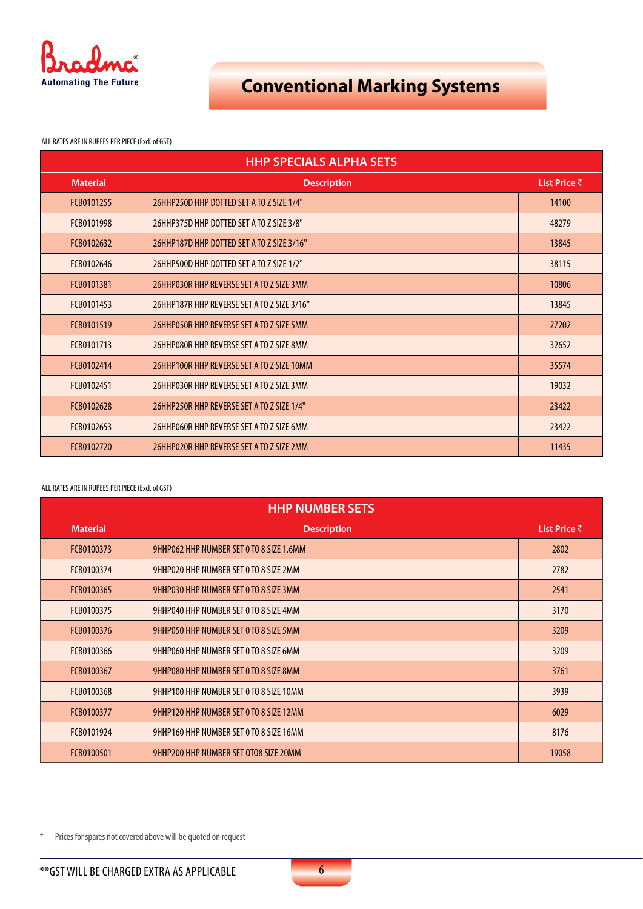# Conventional Marking Systems

ALL RATES ARE IN RUPEES PER PIECE (Excl. of GST)

| HHP SPECIALS ALPHA SETS | | |
|---|---|---|
| **Material** | **Description** | **List Price ₹** |
| FCB0101255 | 26HHP250D HHP DOTTED SET A TO Z SIZE 1/4" | 14100 |
| FCB0101998 | 26HHP375D HHP DOTTED SET A TO Z SIZE 3/8" | 48279 |
| FCB0102632 | 26HHP187D HHP DOTTED SET A TO Z SIZE 3/16" | 13845 |
| FCB0102646 | 26HHP500D HHP DOTTED SET A TO Z SIZE 1/2" | 38115 |
| FCB0101381 | 26HHP030R HHP REVERSE SET A TO Z SIZE 3MM | 10806 |
| FCB0101453 | 26HHP187R HHP REVERSE SET A TO Z SIZE 3/16" | 13845 |
| FCB0101519 | 26HHP050R HHP REVERSE SET A TO Z SIZE 5MM | 27202 |
| FCB0101713 | 26HHP080R HHP REVERSE SET A TO Z SIZE 8MM | 32652 |
| FCB0102414 | 26HHP100R HHP REVERSE SET A TO Z SIZE 10MM | 35574 |
| FCB0102451 | 26HHP030R HHP REVERSE SET A TO Z SIZE 3MM | 19032 |
| FCB0102628 | 26HHP250R HHP REVERSE SET A TO Z SIZE 1/4" | 23422 |
| FCB0102653 | 26HHP060R HHP REVERSE SET A TO Z SIZE 6MM | 23422 |
| FCB0102720 | 26HHP020R HHP REVERSE SET A TO Z SIZE 2MM | 11435 |

ALL RATES ARE IN RUPEES PER PIECE (Excl. of GST)

| HHP NUMBER SETS | | |
|---|---|---|
| **Material** | **Description** | **List Price ₹** |
| FCB0100373 | 9HHP062 HHP NUMBER SET 0 TO 8 SIZE 1.6MM | 2802 |
| FCB0100374 | 9HHP020 HHP NUMBER SET 0 TO 8 SIZE 2MM | 2782 |
| FCB0100365 | 9HHP030 HHP NUMBER SET 0 TO 8 SIZE 3MM | 2541 |
| FCB0100375 | 9HHP040 HHP NUMBER SET 0 TO 8 SIZE 4MM | 3170 |
| FCB0100376 | 9HHP050 HHP NUMBER SET 0 TO 8 SIZE 5MM | 3209 |
| FCB0100366 | 9HHP060 HHP NUMBER SET 0 TO 8 SIZE 6MM | 3209 |
| FCB0100367 | 9HHP080 HHP NUMBER SET 0 TO 8 SIZE 8MM | 3761 |
| FCB0100368 | 9HHP100 HHP NUMBER SET 0 TO 8 SIZE 10MM | 3939 |
| FCB0100377 | 9HHP120 HHP NUMBER SET 0 TO 8 SIZE 12MM | 6029 |
| FCB0101924 | 9HHP160 HHP NUMBER SET 0 TO 8 SIZE 16MM | 8176 |
| FCB0100501 | 9HHP200 HHP NUMBER SET 0TO8 SIZE 20MM | 19058 |

\* Prices for spares not covered above will be quoted on request

**GST WILL BE CHARGED EXTRA AS APPLICABLE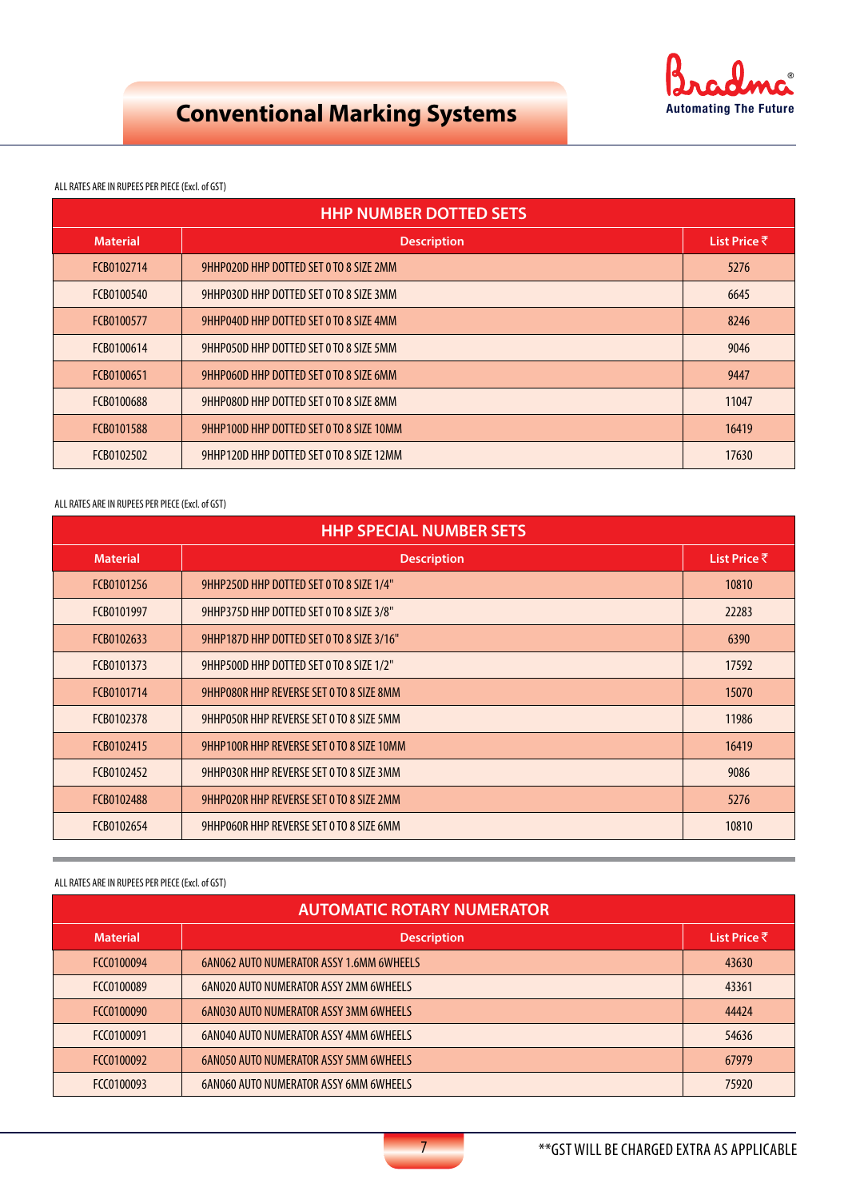# Conventional Marking Systems

ALL RATES ARE IN RUPEES PER PIECE (Excl. of GST)

| HHP NUMBER DOTTED SETS | | |
|---|---|---|
| **Material** | **Description** | **List Price ₹** |
| FCB0102714 | 9HHP020D HHP DOTTED SET 0 TO 8 SIZE 2MM | 5276 |
| FCB0100540 | 9HHP030D HHP DOTTED SET 0 TO 8 SIZE 3MM | 6645 |
| FCB0100577 | 9HHP040D HHP DOTTED SET 0 TO 8 SIZE 4MM | 8246 |
| FCB0100614 | 9HHP050D HHP DOTTED SET 0 TO 8 SIZE 5MM | 9046 |
| FCB0100651 | 9HHP060D HHP DOTTED SET 0 TO 8 SIZE 6MM | 9447 |
| FCB0100688 | 9HHP080D HHP DOTTED SET 0 TO 8 SIZE 8MM | 11047 |
| FCB0101588 | 9HHP100D HHP DOTTED SET 0 TO 8 SIZE 10MM | 16419 |
| FCB0102502 | 9HHP120D HHP DOTTED SET 0 TO 8 SIZE 12MM | 17630 |

ALL RATES ARE IN RUPEES PER PIECE (Excl. of GST)

| HHP SPECIAL NUMBER SETS | | |
|---|---|---|
| **Material** | **Description** | **List Price ₹** |
| FCB0101256 | 9HHP250D HHP DOTTED SET 0 TO 8 SIZE 1/4" | 10810 |
| FCB0101997 | 9HHP375D HHP DOTTED SET 0 TO 8 SIZE 3/8" | 22283 |
| FCB0102633 | 9HHP187D HHP DOTTED SET 0 TO 8 SIZE 3/16" | 6390 |
| FCB0101373 | 9HHP500D HHP DOTTED SET 0 TO 8 SIZE 1/2" | 17592 |
| FCB0101714 | 9HHP080R HHP REVERSE SET 0 TO 8 SIZE 8MM | 15070 |
| FCB0102378 | 9HHP050R HHP REVERSE SET 0 TO 8 SIZE 5MM | 11986 |
| FCB0102415 | 9HHP100R HHP REVERSE SET 0 TO 8 SIZE 10MM | 16419 |
| FCB0102452 | 9HHP030R HHP REVERSE SET 0 TO 8 SIZE 3MM | 9086 |
| FCB0102488 | 9HHP020R HHP REVERSE SET 0 TO 8 SIZE 2MM | 5276 |
| FCB0102654 | 9HHP060R HHP REVERSE SET 0 TO 8 SIZE 6MM | 10810 |

ALL RATES ARE IN RUPEES PER PIECE (Excl. of GST)

| AUTOMATIC ROTARY NUMERATOR | | |
|---|---|---|
| **Material** | **Description** | **List Price ₹** |
| FCC0100094 | 6AN062 AUTO NUMERATOR ASSY 1.6MM 6WHEELS | 43630 |
| FCC0100089 | 6AN020 AUTO NUMERATOR ASSY 2MM 6WHEELS | 43361 |
| FCC0100090 | 6AN030 AUTO NUMERATOR ASSY 3MM 6WHEELS | 44424 |
| FCC0100091 | 6AN040 AUTO NUMERATOR ASSY 4MM 6WHEELS | 54636 |
| FCC0100092 | 6AN050 AUTO NUMERATOR ASSY 5MM 6WHEELS | 67979 |
| FCC0100093 | 6AN060 AUTO NUMERATOR ASSY 6MM 6WHEELS | 75920 |

**GST WILL BE CHARGED EXTRA AS APPLICABLE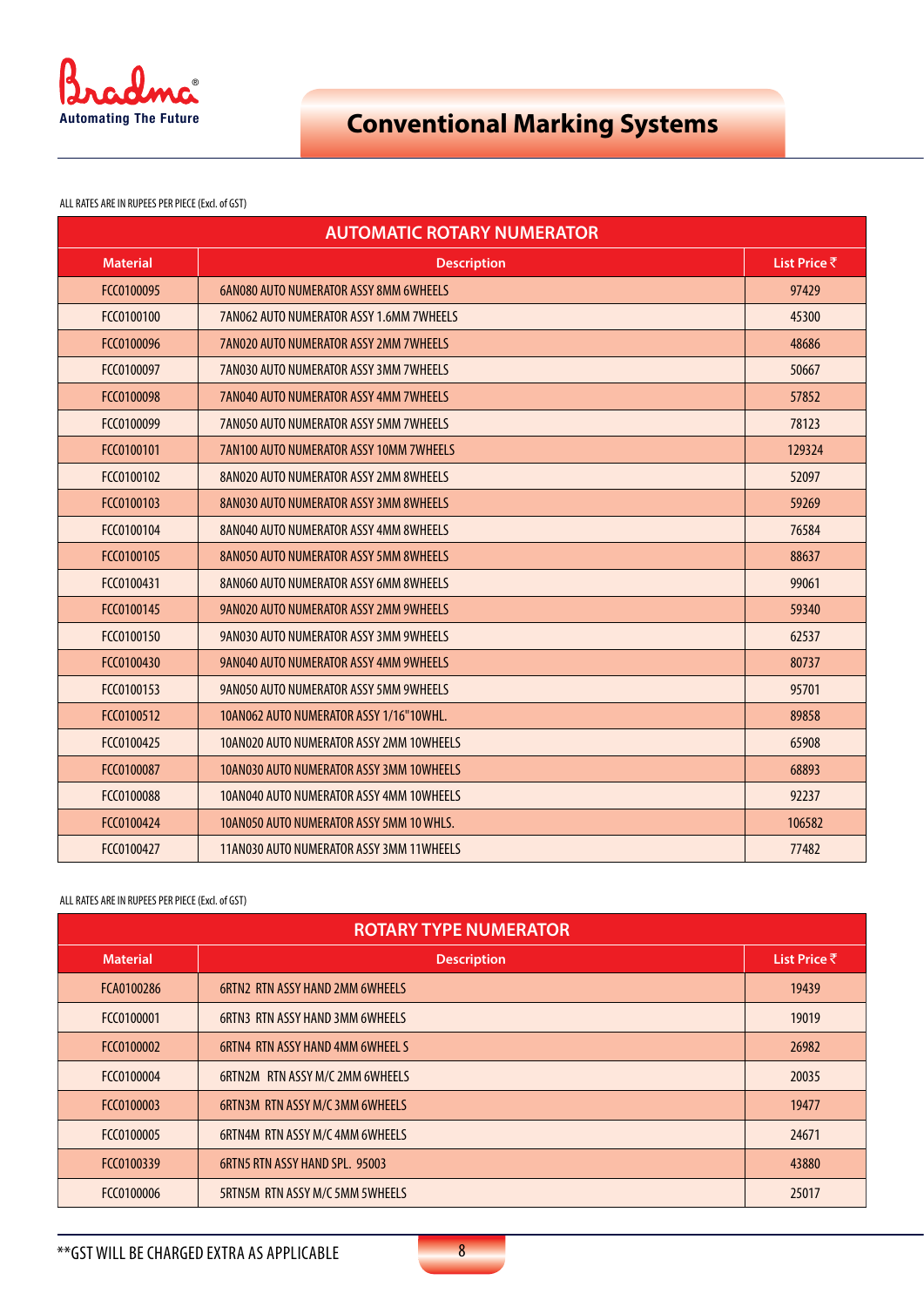# Conventional Marking Systems

ALL RATES ARE IN RUPEES PER PIECE (Excl. of GST)

## AUTOMATIC ROTARY NUMERATOR

| Material | Description | List Price ₹ |
|---|---|---|
| FCC0100095 | 6AN080 AUTO NUMERATOR ASSY 8MM 6WHEELS | 97429 |
| FCC0100100 | 7AN062 AUTO NUMERATOR ASSY 1.6MM 7WHEELS | 45300 |
| FCC0100096 | 7AN020 AUTO NUMERATOR ASSY 2MM 7WHEELS | 48686 |
| FCC0100097 | 7AN030 AUTO NUMERATOR ASSY 3MM 7WHEELS | 50667 |
| FCC0100098 | 7AN040 AUTO NUMERATOR ASSY 4MM 7WHEELS | 57852 |
| FCC0100099 | 7AN050 AUTO NUMERATOR ASSY 5MM 7WHEELS | 78123 |
| FCC0100101 | 7AN100 AUTO NUMERATOR ASSY 10MM 7WHEELS | 129324 |
| FCC0100102 | 8AN020 AUTO NUMERATOR ASSY 2MM 8WHEELS | 52097 |
| FCC0100103 | 8AN030 AUTO NUMERATOR ASSY 3MM 8WHEELS | 59269 |
| FCC0100104 | 8AN040 AUTO NUMERATOR ASSY 4MM 8WHEELS | 76584 |
| FCC0100105 | 8AN050 AUTO NUMERATOR ASSY 5MM 8WHEELS | 88637 |
| FCC0100431 | 8AN060 AUTO NUMERATOR ASSY 6MM 8WHEELS | 99061 |
| FCC0100145 | 9AN020 AUTO NUMERATOR ASSY 2MM 9WHEELS | 59340 |
| FCC0100150 | 9AN030 AUTO NUMERATOR ASSY 3MM 9WHEELS | 62537 |
| FCC0100430 | 9AN040 AUTO NUMERATOR ASSY 4MM 9WHEELS | 80737 |
| FCC0100153 | 9AN050 AUTO NUMERATOR ASSY 5MM 9WHEELS | 95701 |
| FCC0100512 | 10AN062 AUTO NUMERATOR ASSY 1/16"10WHL. | 89858 |
| FCC0100425 | 10AN020 AUTO NUMERATOR ASSY 2MM 10WHEELS | 65908 |
| FCC0100087 | 10AN030 AUTO NUMERATOR ASSY 3MM 10WHEELS | 68893 |
| FCC0100088 | 10AN040 AUTO NUMERATOR ASSY 4MM 10WHEELS | 92237 |
| FCC0100424 | 10AN050 AUTO NUMERATOR ASSY 5MM 10 WHLS. | 106582 |
| FCC0100427 | 11AN030 AUTO NUMERATOR ASSY 3MM 11WHEELS | 77482 |

ALL RATES ARE IN RUPEES PER PIECE (Excl. of GST)

## ROTARY TYPE NUMERATOR

| Material | Description | List Price ₹ |
|---|---|---|
| FCA0100286 | 6RTN2 RTN ASSY HAND 2MM 6WHEELS | 19439 |
| FCC0100001 | 6RTN3 RTN ASSY HAND 3MM 6WHEELS | 19019 |
| FCC0100002 | 6RTN4 RTN ASSY HAND 4MM 6WHEEL S | 26982 |
| FCC0100004 | 6RTN2M RTN ASSY M/C 2MM 6WHEELS | 20035 |
| FCC0100003 | 6RTN3M RTN ASSY M/C 3MM 6WHEELS | 19477 |
| FCC0100005 | 6RTN4M RTN ASSY M/C 4MM 6WHEELS | 24671 |
| FCC0100339 | 6RTN5 RTN ASSY HAND SPL. 95003 | 43880 |
| FCC0100006 | 5RTN5M RTN ASSY M/C 5MM 5WHEELS | 25017 |

**GST WILL BE CHARGED EXTRA AS APPLICABLE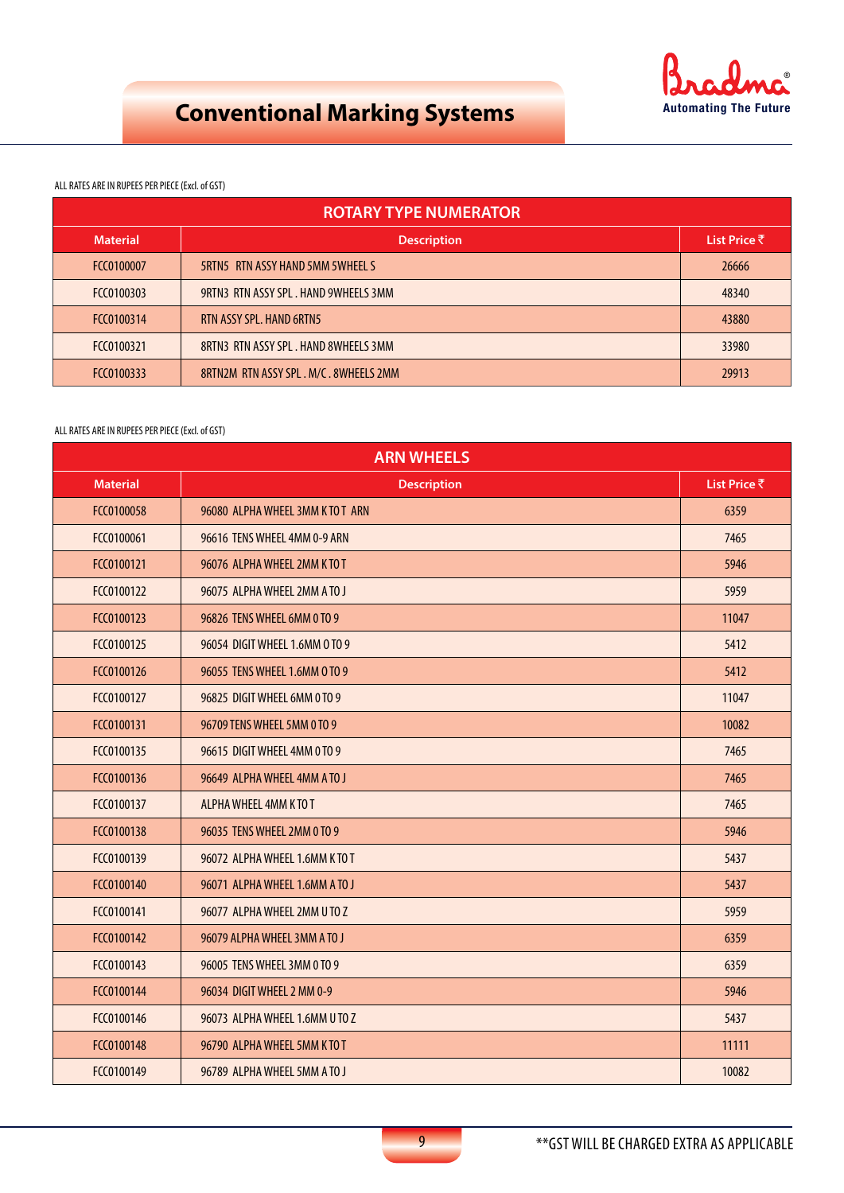# Conventional Marking Systems

ALL RATES ARE IN RUPEES PER PIECE (Excl. of GST)

| ROTARY TYPE NUMERATOR | | |
|---|---|---|
| **Material** | **Description** | **List Price ₹** |
| FCC0100007 | 5RTN5 RTN ASSY HAND 5MM 5WHEEL S | 26666 |
| FCC0100303 | 9RTN3 RTN ASSY SPL . HAND 9WHEELS 3MM | 48340 |
| FCC0100314 | RTN ASSY SPL. HAND 6RTN5 | 43880 |
| FCC0100321 | 8RTN3 RTN ASSY SPL . HAND 8WHEELS 3MM | 33980 |
| FCC0100333 | 8RTN2M RTN ASSY SPL . M/C . 8WHEELS 2MM | 29913 |

ALL RATES ARE IN RUPEES PER PIECE (Excl. of GST)

| ARN WHEELS | | |
|---|---|---|
| **Material** | **Description** | **List Price ₹** |
| FCC0100058 | 96080 ALPHA WHEEL 3MM K TO T ARN | 6359 |
| FCC0100061 | 96616 TENS WHEEL 4MM 0-9 ARN | 7465 |
| FCC0100121 | 96076 ALPHA WHEEL 2MM K TO T | 5946 |
| FCC0100122 | 96075 ALPHA WHEEL 2MM A TO J | 5959 |
| FCC0100123 | 96826 TENS WHEEL 6MM 0 TO 9 | 11047 |
| FCC0100125 | 96054 DIGIT WHEEL 1.6MM 0 TO 9 | 5412 |
| FCC0100126 | 96055 TENS WHEEL 1.6MM 0 TO 9 | 5412 |
| FCC0100127 | 96825 DIGIT WHEEL 6MM 0 TO 9 | 11047 |
| FCC0100131 | 96709 TENS WHEEL 5MM 0 TO 9 | 10082 |
| FCC0100135 | 96615 DIGIT WHEEL 4MM 0 TO 9 | 7465 |
| FCC0100136 | 96649 ALPHA WHEEL 4MM A TO J | 7465 |
| FCC0100137 | ALPHA WHEEL 4MM K TO T | 7465 |
| FCC0100138 | 96035 TENS WHEEL 2MM 0 TO 9 | 5946 |
| FCC0100139 | 96072 ALPHA WHEEL 1.6MM K TO T | 5437 |
| FCC0100140 | 96071 ALPHA WHEEL 1.6MM A TO J | 5437 |
| FCC0100141 | 96077 ALPHA WHEEL 2MM U TO Z | 5959 |
| FCC0100142 | 96079 ALPHA WHEEL 3MM A TO J | 6359 |
| FCC0100143 | 96005 TENS WHEEL 3MM 0 TO 9 | 6359 |
| FCC0100144 | 96034 DIGIT WHEEL 2 MM 0-9 | 5946 |
| FCC0100146 | 96073 ALPHA WHEEL 1.6MM U TO Z | 5437 |
| FCC0100148 | 96790 ALPHA WHEEL 5MM K TO T | 11111 |
| FCC0100149 | 96789 ALPHA WHEEL 5MM A TO J | 10082 |

**GST WILL BE CHARGED EXTRA AS APPLICABLE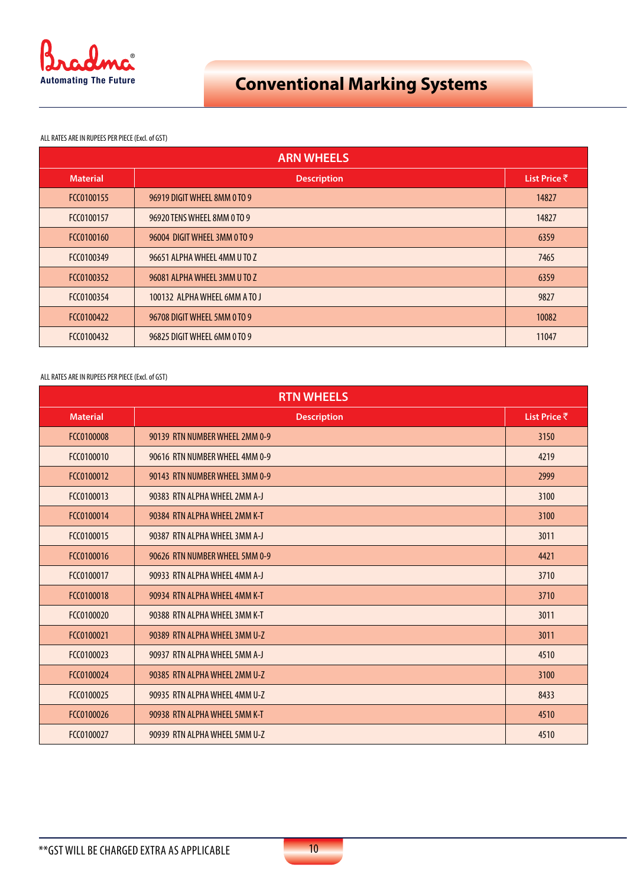Bradma®
Automating The Future

# Conventional Marking Systems

ALL RATES ARE IN RUPEES PER PIECE (Excl. of GST)

| ARN WHEELS | | |
|---|---|---|
| **Material** | **Description** | **List Price ₹** |
| FCC0100155 | 96919 DIGIT WHEEL 8MM 0 TO 9 | 14827 |
| FCC0100157 | 96920 TENS WHEEL 8MM 0 TO 9 | 14827 |
| FCC0100160 | 96004 DIGIT WHEEL 3MM 0 TO 9 | 6359 |
| FCC0100349 | 96651 ALPHA WHEEL 4MM U TO Z | 7465 |
| FCC0100352 | 96081 ALPHA WHEEL 3MM U TO Z | 6359 |
| FCC0100354 | 100132 ALPHA WHEEL 6MM A TO J | 9827 |
| FCC0100422 | 96708 DIGIT WHEEL 5MM 0 TO 9 | 10082 |
| FCC0100432 | 96825 DIGIT WHEEL 6MM 0 TO 9 | 11047 |

ALL RATES ARE IN RUPEES PER PIECE (Excl. of GST)

| RTN WHEELS | | |
|---|---|---|
| **Material** | **Description** | **List Price ₹** |
| FCC0100008 | 90139 RTN NUMBER WHEEL 2MM 0-9 | 3150 |
| FCC0100010 | 90616 RTN NUMBER WHEEL 4MM 0-9 | 4219 |
| FCC0100012 | 90143 RTN NUMBER WHEEL 3MM 0-9 | 2999 |
| FCC0100013 | 90383 RTN ALPHA WHEEL 2MM A-J | 3100 |
| FCC0100014 | 90384 RTN ALPHA WHEEL 2MM K-T | 3100 |
| FCC0100015 | 90387 RTN ALPHA WHEEL 3MM A-J | 3011 |
| FCC0100016 | 90626 RTN NUMBER WHEEL 5MM 0-9 | 4421 |
| FCC0100017 | 90933 RTN ALPHA WHEEL 4MM A-J | 3710 |
| FCC0100018 | 90934 RTN ALPHA WHEEL 4MM K-T | 3710 |
| FCC0100020 | 90388 RTN ALPHA WHEEL 3MM K-T | 3011 |
| FCC0100021 | 90389 RTN ALPHA WHEEL 3MM U-Z | 3011 |
| FCC0100023 | 90937 RTN ALPHA WHEEL 5MM A-J | 4510 |
| FCC0100024 | 90385 RTN ALPHA WHEEL 2MM U-Z | 3100 |
| FCC0100025 | 90935 RTN ALPHA WHEEL 4MM U-Z | 8433 |
| FCC0100026 | 90938 RTN ALPHA WHEEL 5MM K-T | 4510 |
| FCC0100027 | 90939 RTN ALPHA WHEEL 5MM U-Z | 4510 |

**GST WILL BE CHARGED EXTRA AS APPLICABLE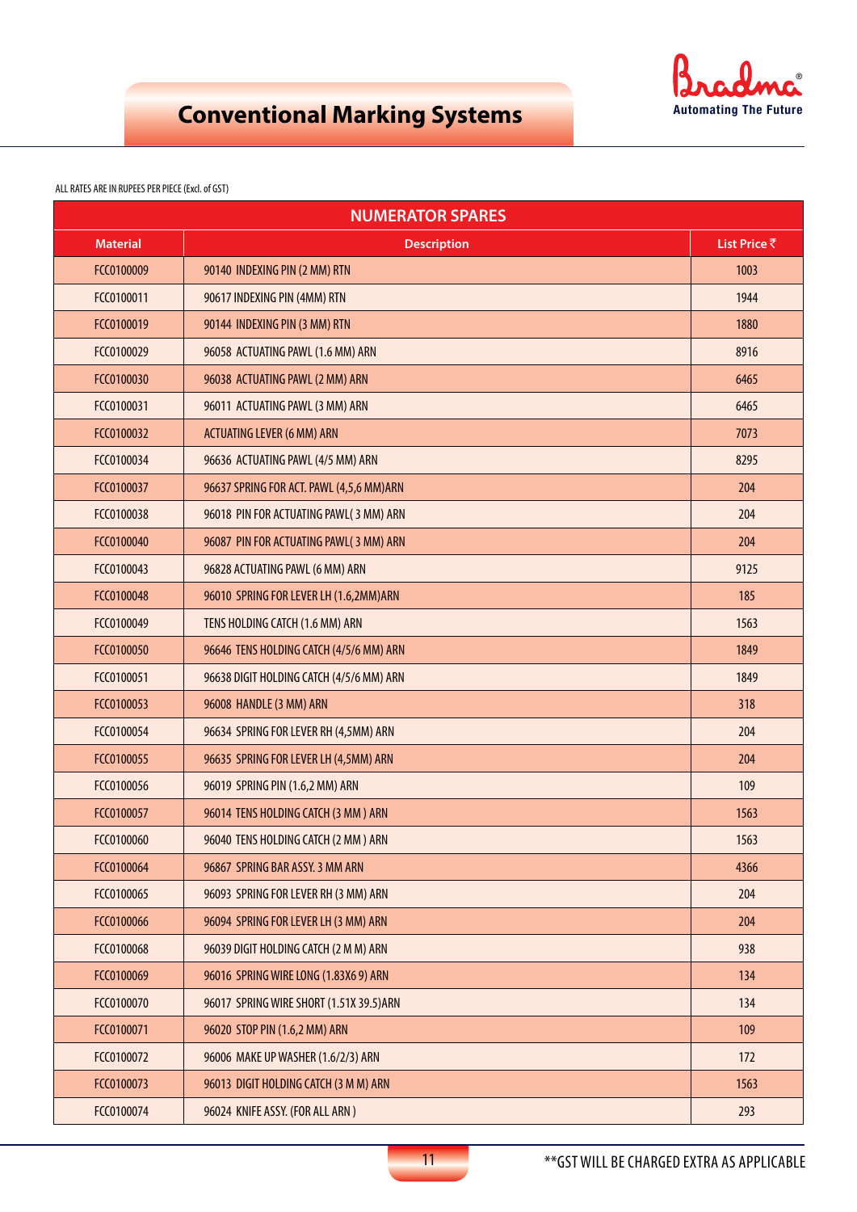# Conventional Marking Systems

ALL RATES ARE IN RUPEES PER PIECE (Excl. of GST)

| NUMERATOR SPARES | | |
|---|---|---|
| **Material** | **Description** | **List Price ₹** |
| FCC0100009 | 90140 INDEXING PIN (2 MM) RTN | 1003 |
| FCC0100011 | 90617 INDEXING PIN (4MM) RTN | 1944 |
| FCC0100019 | 90144 INDEXING PIN (3 MM) RTN | 1880 |
| FCC0100029 | 96058 ACTUATING PAWL (1.6 MM) ARN | 8916 |
| FCC0100030 | 96038 ACTUATING PAWL (2 MM) ARN | 6465 |
| FCC0100031 | 96011 ACTUATING PAWL (3 MM) ARN | 6465 |
| FCC0100032 | ACTUATING LEVER (6 MM) ARN | 7073 |
| FCC0100034 | 96636 ACTUATING PAWL (4/5 MM) ARN | 8295 |
| FCC0100037 | 96637 SPRING FOR ACT. PAWL (4,5,6 MM)ARN | 204 |
| FCC0100038 | 96018 PIN FOR ACTUATING PAWL( 3 MM) ARN | 204 |
| FCC0100040 | 96087 PIN FOR ACTUATING PAWL( 3 MM) ARN | 204 |
| FCC0100043 | 96828 ACTUATING PAWL (6 MM) ARN | 9125 |
| FCC0100048 | 96010 SPRING FOR LEVER LH (1.6,2MM)ARN | 185 |
| FCC0100049 | TENS HOLDING CATCH (1.6 MM) ARN | 1563 |
| FCC0100050 | 96646 TENS HOLDING CATCH (4/5/6 MM) ARN | 1849 |
| FCC0100051 | 96638 DIGIT HOLDING CATCH (4/5/6 MM) ARN | 1849 |
| FCC0100053 | 96008 HANDLE (3 MM) ARN | 318 |
| FCC0100054 | 96634 SPRING FOR LEVER RH (4,5MM) ARN | 204 |
| FCC0100055 | 96635 SPRING FOR LEVER LH (4,5MM) ARN | 204 |
| FCC0100056 | 96019 SPRING PIN (1.6,2 MM) ARN | 109 |
| FCC0100057 | 96014 TENS HOLDING CATCH (3 MM ) ARN | 1563 |
| FCC0100060 | 96040 TENS HOLDING CATCH (2 MM ) ARN | 1563 |
| FCC0100064 | 96867 SPRING BAR ASSY. 3 MM ARN | 4366 |
| FCC0100065 | 96093 SPRING FOR LEVER RH (3 MM) ARN | 204 |
| FCC0100066 | 96094 SPRING FOR LEVER LH (3 MM) ARN | 204 |
| FCC0100068 | 96039 DIGIT HOLDING CATCH (2 M M) ARN | 938 |
| FCC0100069 | 96016 SPRING WIRE LONG (1.83X6 9) ARN | 134 |
| FCC0100070 | 96017 SPRING WIRE SHORT (1.51X 39.5)ARN | 134 |
| FCC0100071 | 96020 STOP PIN (1.6,2 MM) ARN | 109 |
| FCC0100072 | 96006 MAKE UP WASHER (1.6/2/3) ARN | 172 |
| FCC0100073 | 96013 DIGIT HOLDING CATCH (3 M M) ARN | 1563 |
| FCC0100074 | 96024 KNIFE ASSY. (FOR ALL ARN ) | 293 |

**GST WILL BE CHARGED EXTRA AS APPLICABLE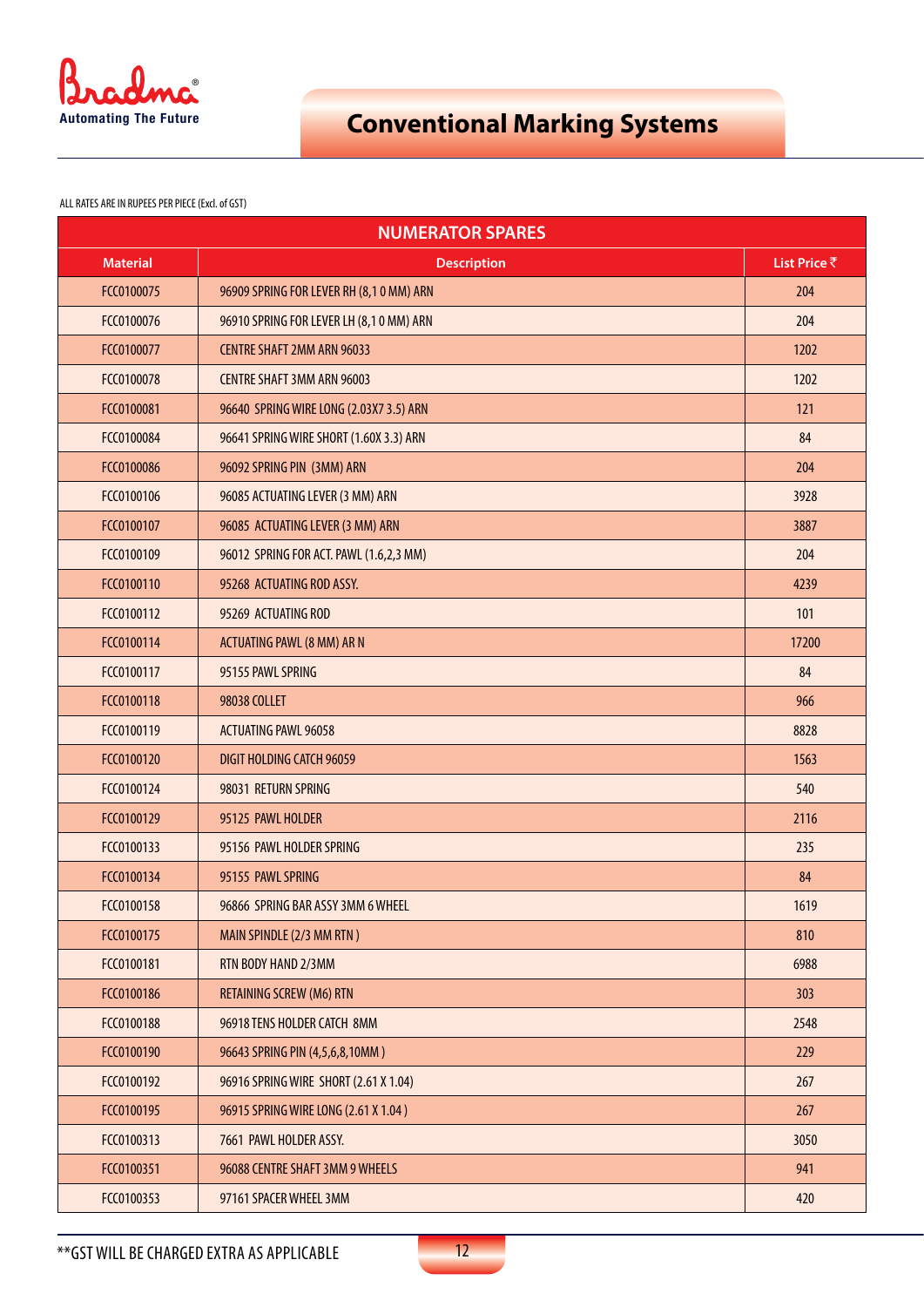# Conventional Marking Systems

ALL RATES ARE IN RUPEES PER PIECE (Excl. of GST)

| NUMERATOR SPARES | | |
|---|---|---|
| **Material** | **Description** | **List Price ₹** |
| FCC0100075 | 96909 SPRING FOR LEVER RH (8,1 0 MM) ARN | 204 |
| FCC0100076 | 96910 SPRING FOR LEVER LH (8,1 0 MM) ARN | 204 |
| FCC0100077 | CENTRE SHAFT 2MM ARN 96033 | 1202 |
| FCC0100078 | CENTRE SHAFT 3MM ARN 96003 | 1202 |
| FCC0100081 | 96640 SPRING WIRE LONG (2.03X7 3.5) ARN | 121 |
| FCC0100084 | 96641 SPRING WIRE SHORT (1.60X 3.3) ARN | 84 |
| FCC0100086 | 96092 SPRING PIN (3MM) ARN | 204 |
| FCC0100106 | 96085 ACTUATING LEVER (3 MM) ARN | 3928 |
| FCC0100107 | 96085 ACTUATING LEVER (3 MM) ARN | 3887 |
| FCC0100109 | 96012 SPRING FOR ACT. PAWL (1.6,2,3 MM) | 204 |
| FCC0100110 | 95268 ACTUATING ROD ASSY. | 4239 |
| FCC0100112 | 95269 ACTUATING ROD | 101 |
| FCC0100114 | ACTUATING PAWL (8 MM) AR N | 17200 |
| FCC0100117 | 95155 PAWL SPRING | 84 |
| FCC0100118 | 98038 COLLET | 966 |
| FCC0100119 | ACTUATING PAWL 96058 | 8828 |
| FCC0100120 | DIGIT HOLDING CATCH 96059 | 1563 |
| FCC0100124 | 98031 RETURN SPRING | 540 |
| FCC0100129 | 95125 PAWL HOLDER | 2116 |
| FCC0100133 | 95156 PAWL HOLDER SPRING | 235 |
| FCC0100134 | 95155 PAWL SPRING | 84 |
| FCC0100158 | 96866 SPRING BAR ASSY 3MM 6 WHEEL | 1619 |
| FCC0100175 | MAIN SPINDLE (2/3 MM RTN ) | 810 |
| FCC0100181 | RTN BODY HAND 2/3MM | 6988 |
| FCC0100186 | RETAINING SCREW (M6) RTN | 303 |
| FCC0100188 | 96918 TENS HOLDER CATCH 8MM | 2548 |
| FCC0100190 | 96643 SPRING PIN (4,5,6,8,10MM ) | 229 |
| FCC0100192 | 96916 SPRING WIRE SHORT (2.61 X 1.04) | 267 |
| FCC0100195 | 96915 SPRING WIRE LONG (2.61 X 1.04 ) | 267 |
| FCC0100313 | 7661 PAWL HOLDER ASSY. | 3050 |
| FCC0100351 | 96088 CENTRE SHAFT 3MM 9 WHEELS | 941 |
| FCC0100353 | 97161 SPACER WHEEL 3MM | 420 |

**GST WILL BE CHARGED EXTRA AS APPLICABLE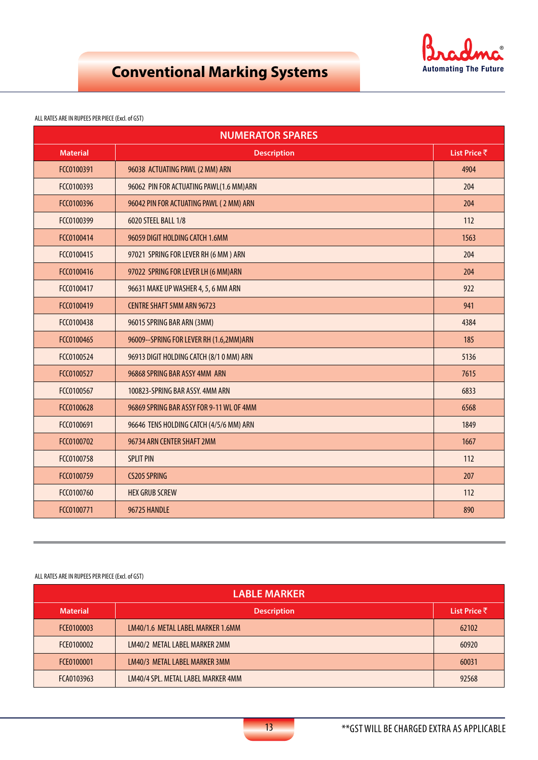# Conventional Marking Systems

ALL RATES ARE IN RUPEES PER PIECE (Excl. of GST)

| NUMERATOR SPARES | | |
|---|---|---|
| **Material** | **Description** | **List Price ₹** |
| FCC0100391 | 96038 ACTUATING PAWL (2 MM) ARN | 4904 |
| FCC0100393 | 96062 PIN FOR ACTUATING PAWL(1.6 MM)ARN | 204 |
| FCC0100396 | 96042 PIN FOR ACTUATING PAWL ( 2 MM) ARN | 204 |
| FCC0100399 | 6020 STEEL BALL 1/8 | 112 |
| FCC0100414 | 96059 DIGIT HOLDING CATCH 1.6MM | 1563 |
| FCC0100415 | 97021 SPRING FOR LEVER RH (6 MM ) ARN | 204 |
| FCC0100416 | 97022 SPRING FOR LEVER LH (6 MM)ARN | 204 |
| FCC0100417 | 96631 MAKE UP WASHER 4, 5, 6 MM ARN | 922 |
| FCC0100419 | CENTRE SHAFT 5MM ARN 96723 | 941 |
| FCC0100438 | 96015 SPRING BAR ARN (3MM) | 4384 |
| FCC0100465 | 96009--SPRING FOR LEVER RH (1.6,2MM)ARN | 185 |
| FCC0100524 | 96913 DIGIT HOLDING CATCH (8/1 0 MM) ARN | 5136 |
| FCC0100527 | 96868 SPRING BAR ASSY 4MM ARN | 7615 |
| FCC0100567 | 100823-SPRING BAR ASSY. 4MM ARN | 6833 |
| FCC0100628 | 96869 SPRING BAR ASSY FOR 9-11 WL OF 4MM | 6568 |
| FCC0100691 | 96646 TENS HOLDING CATCH (4/5/6 MM) ARN | 1849 |
| FCC0100702 | 96734 ARN CENTER SHAFT 2MM | 1667 |
| FCC0100758 | SPLIT PIN | 112 |
| FCC0100759 | CS205 SPRING | 207 |
| FCC0100760 | HEX GRUB SCREW | 112 |
| FCC0100771 | 96725 HANDLE | 890 |

ALL RATES ARE IN RUPEES PER PIECE (Excl. of GST)

| LABLE MARKER | | |
|---|---|---|
| **Material** | **Description** | **List Price ₹** |
| FCE0100003 | LM40/1.6 METAL LABEL MARKER 1.6MM | 62102 |
| FCE0100002 | LM40/2 METAL LABEL MARKER 2MM | 60920 |
| FCE0100001 | LM40/3 METAL LABEL MARKER 3MM | 60031 |
| FCA0103963 | LM40/4 SPL. METAL LABEL MARKER 4MM | 92568 |

**GST WILL BE CHARGED EXTRA AS APPLICABLE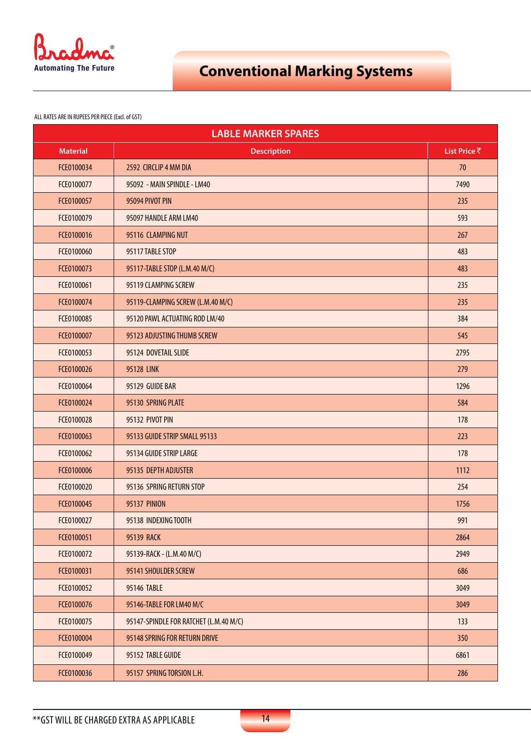Bradma®
Automating The Future

# Conventional Marking Systems

ALL RATES ARE IN RUPEES PER PIECE (Excl. of GST)

| LABLE MARKER SPARES | | |
|---|---|---|
| **Material** | **Description** | **List Price ₹** |
| FCE0100034 | 2592 CIRCLIP 4 MM DIA | 70 |
| FCE0100077 | 95092 - MAIN SPINDLE - LM40 | 7490 |
| FCE0100057 | 95094 PIVOT PIN | 235 |
| FCE0100079 | 95097 HANDLE ARM LM40 | 593 |
| FCE0100016 | 95116 CLAMPING NUT | 267 |
| FCE0100060 | 95117 TABLE STOP | 483 |
| FCE0100073 | 95117-TABLE STOP (L.M.40 M/C) | 483 |
| FCE0100061 | 95119 CLAMPING SCREW | 235 |
| FCE0100074 | 95119-CLAMPING SCREW (L.M.40 M/C) | 235 |
| FCE0100085 | 95120 PAWL ACTUATING ROD LM/40 | 384 |
| FCE0100007 | 95123 ADJUSTING THUMB SCREW | 545 |
| FCE0100053 | 95124 DOVETAIL SLIDE | 2795 |
| FCE0100026 | 95128 LINK | 279 |
| FCE0100064 | 95129 GUIDE BAR | 1296 |
| FCE0100024 | 95130 SPRING PLATE | 584 |
| FCE0100028 | 95132 PIVOT PIN | 178 |
| FCE0100063 | 95133 GUIDE STRIP SMALL 95133 | 223 |
| FCE0100062 | 95134 GUIDE STRIP LARGE | 178 |
| FCE0100006 | 95135 DEPTH ADJUSTER | 1112 |
| FCE0100020 | 95136 SPRING RETURN STOP | 254 |
| FCE0100045 | 95137 PINION | 1756 |
| FCE0100027 | 95138 INDEXING TOOTH | 991 |
| FCE0100051 | 95139 RACK | 2864 |
| FCE0100072 | 95139-RACK - (L.M.40 M/C) | 2949 |
| FCE0100031 | 95141 SHOULDER SCREW | 686 |
| FCE0100052 | 95146 TABLE | 3049 |
| FCE0100076 | 95146-TABLE FOR LM40 M/C | 3049 |
| FCE0100075 | 95147-SPINDLE FOR RATCHET (L.M.40 M/C) | 133 |
| FCE0100004 | 95148 SPRING FOR RETURN DRIVE | 350 |
| FCE0100049 | 95152 TABLE GUIDE | 6861 |
| FCE0100036 | 95157 SPRING TORSION L.H. | 286 |

**GST WILL BE CHARGED EXTRA AS APPLICABLE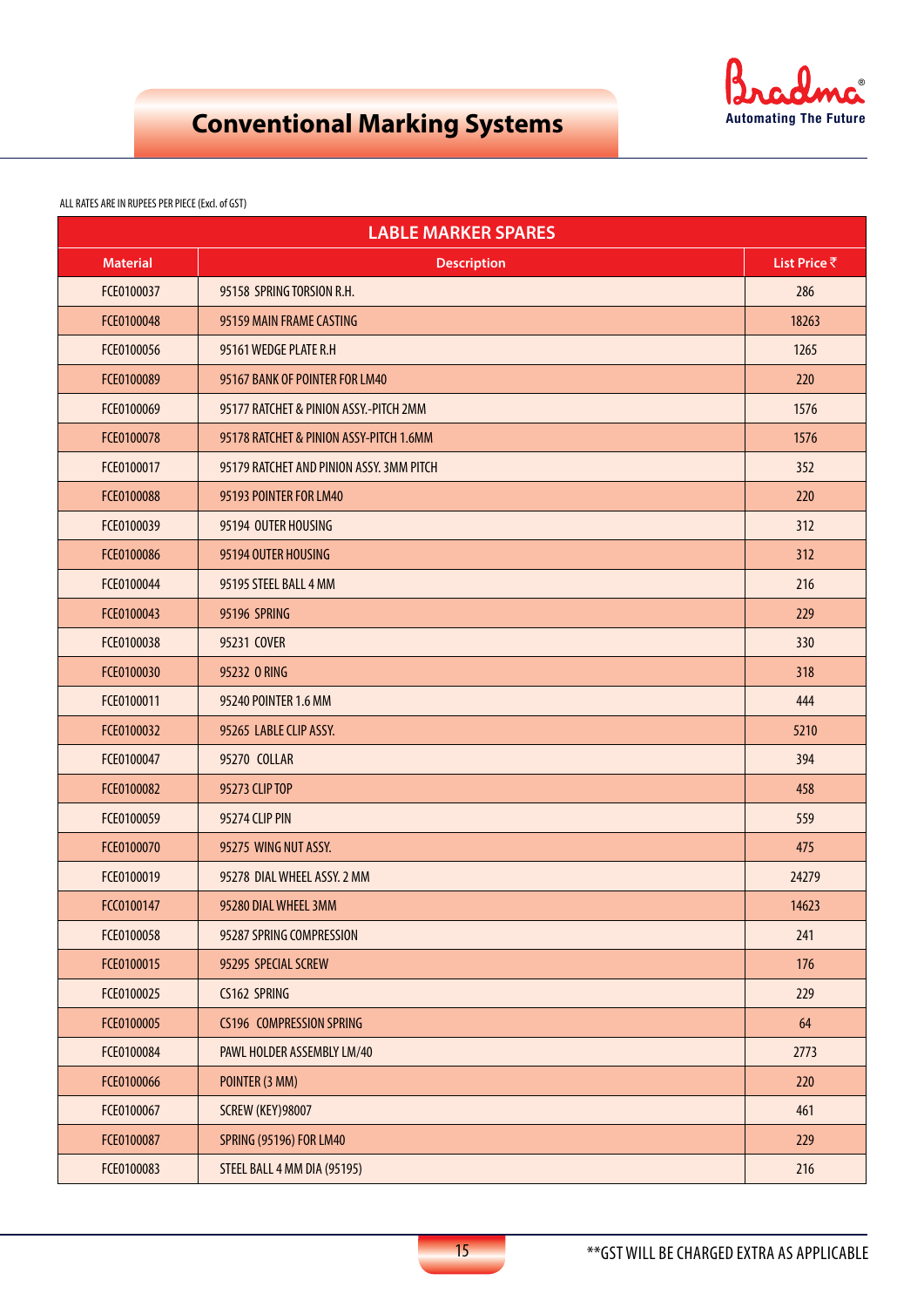# Conventional Marking Systems

ALL RATES ARE IN RUPEES PER PIECE (Excl. of GST)

| LABLE MARKER SPARES | | |
|---|---|---|
| **Material** | **Description** | **List Price ₹** |
| FCE0100037 | 95158 SPRING TORSION R.H. | 286 |
| FCE0100048 | 95159 MAIN FRAME CASTING | 18263 |
| FCE0100056 | 95161 WEDGE PLATE R.H | 1265 |
| FCE0100089 | 95167 BANK OF POINTER FOR LM40 | 220 |
| FCE0100069 | 95177 RATCHET & PINION ASSY.-PITCH 2MM | 1576 |
| FCE0100078 | 95178 RATCHET & PINION ASSY-PITCH 1.6MM | 1576 |
| FCE0100017 | 95179 RATCHET AND PINION ASSY. 3MM PITCH | 352 |
| FCE0100088 | 95193 POINTER FOR LM40 | 220 |
| FCE0100039 | 95194 OUTER HOUSING | 312 |
| FCE0100086 | 95194 OUTER HOUSING | 312 |
| FCE0100044 | 95195 STEEL BALL 4 MM | 216 |
| FCE0100043 | 95196 SPRING | 229 |
| FCE0100038 | 95231 COVER | 330 |
| FCE0100030 | 95232 O RING | 318 |
| FCE0100011 | 95240 POINTER 1.6 MM | 444 |
| FCE0100032 | 95265 LABLE CLIP ASSY. | 5210 |
| FCE0100047 | 95270 COLLAR | 394 |
| FCE0100082 | 95273 CLIP TOP | 458 |
| FCE0100059 | 95274 CLIP PIN | 559 |
| FCE0100070 | 95275 WING NUT ASSY. | 475 |
| FCE0100019 | 95278 DIAL WHEEL ASSY. 2 MM | 24279 |
| FCC0100147 | 95280 DIAL WHEEL 3MM | 14623 |
| FCE0100058 | 95287 SPRING COMPRESSION | 241 |
| FCE0100015 | 95295 SPECIAL SCREW | 176 |
| FCE0100025 | CS162 SPRING | 229 |
| FCE0100005 | CS196 COMPRESSION SPRING | 64 |
| FCE0100084 | PAWL HOLDER ASSEMBLY LM/40 | 2773 |
| FCE0100066 | POINTER (3 MM) | 220 |
| FCE0100067 | SCREW (KEY)98007 | 461 |
| FCE0100087 | SPRING (95196) FOR LM40 | 229 |
| FCE0100083 | STEEL BALL 4 MM DIA (95195) | 216 |

**GST WILL BE CHARGED EXTRA AS APPLICABLE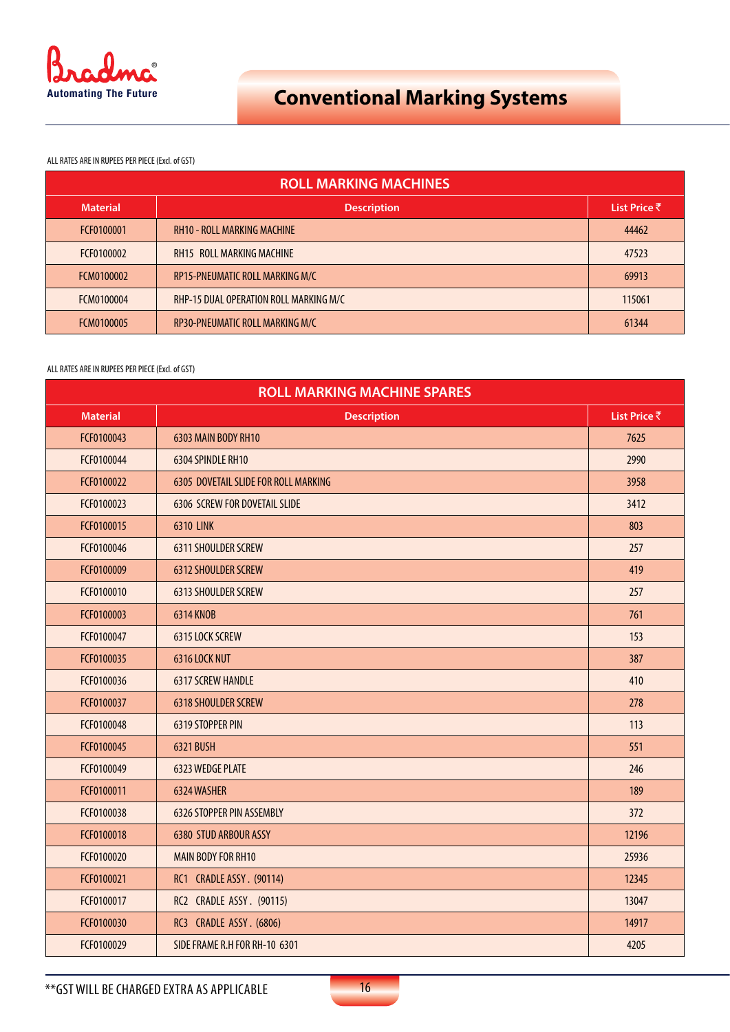Bradma®
Automating The Future

# Conventional Marking Systems

ALL RATES ARE IN RUPEES PER PIECE (Excl. of GST)

| ROLL MARKING MACHINES | | |
|---|---|---|
| **Material** | **Description** | **List Price ₹** |
| FCF0100001 | RH10 - ROLL MARKING MACHINE | 44462 |
| FCF0100002 | RH15 ROLL MARKING MACHINE | 47523 |
| FCM0100002 | RP15-PNEUMATIC ROLL MARKING M/C | 69913 |
| FCM0100004 | RHP-15 DUAL OPERATION ROLL MARKING M/C | 115061 |
| FCM0100005 | RP30-PNEUMATIC ROLL MARKING M/C | 61344 |

ALL RATES ARE IN RUPEES PER PIECE (Excl. of GST)

| ROLL MARKING MACHINE SPARES | | |
|---|---|---|
| **Material** | **Description** | **List Price ₹** |
| FCF0100043 | 6303 MAIN BODY RH10 | 7625 |
| FCF0100044 | 6304 SPINDLE RH10 | 2990 |
| FCF0100022 | 6305 DOVETAIL SLIDE FOR ROLL MARKING | 3958 |
| FCF0100023 | 6306 SCREW FOR DOVETAIL SLIDE | 3412 |
| FCF0100015 | 6310 LINK | 803 |
| FCF0100046 | 6311 SHOULDER SCREW | 257 |
| FCF0100009 | 6312 SHOULDER SCREW | 419 |
| FCF0100010 | 6313 SHOULDER SCREW | 257 |
| FCF0100003 | 6314 KNOB | 761 |
| FCF0100047 | 6315 LOCK SCREW | 153 |
| FCF0100035 | 6316 LOCK NUT | 387 |
| FCF0100036 | 6317 SCREW HANDLE | 410 |
| FCF0100037 | 6318 SHOULDER SCREW | 278 |
| FCF0100048 | 6319 STOPPER PIN | 113 |
| FCF0100045 | 6321 BUSH | 551 |
| FCF0100049 | 6323 WEDGE PLATE | 246 |
| FCF0100011 | 6324 WASHER | 189 |
| FCF0100038 | 6326 STOPPER PIN ASSEMBLY | 372 |
| FCF0100018 | 6380 STUD ARBOUR ASSY | 12196 |
| FCF0100020 | MAIN BODY FOR RH10 | 25936 |
| FCF0100021 | RC1 CRADLE ASSY . (90114) | 12345 |
| FCF0100017 | RC2 CRADLE ASSY . (90115) | 13047 |
| FCF0100030 | RC3 CRADLE ASSY . (6806) | 14917 |
| FCF0100029 | SIDE FRAME R.H FOR RH-10 6301 | 4205 |

**GST WILL BE CHARGED EXTRA AS APPLICABLE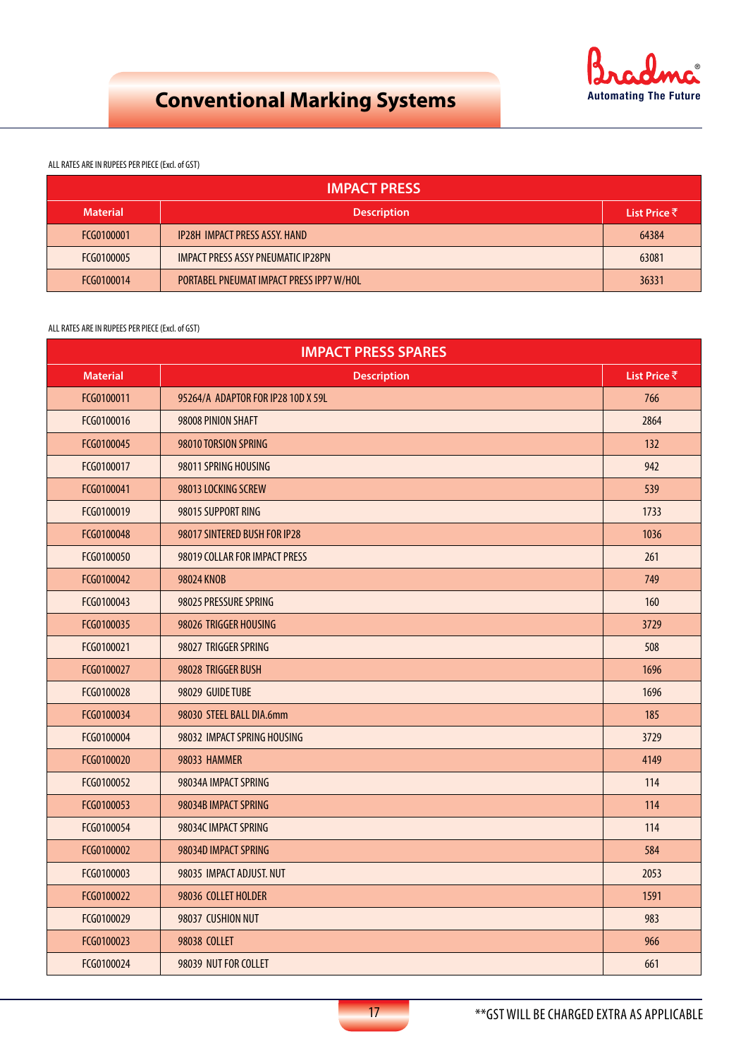# Conventional Marking Systems

ALL RATES ARE IN RUPEES PER PIECE (Excl. of GST)

| IMPACT PRESS | | |
|---|---|---|
| **Material** | **Description** | **List Price ₹** |
| FCG0100001 | IP28H IMPACT PRESS ASSY. HAND | 64384 |
| FCG0100005 | IMPACT PRESS ASSY PNEUMATIC IP28PN | 63081 |
| FCG0100014 | PORTABEL PNEUMAT IMPACT PRESS IPP7 W/HOL | 36331 |

ALL RATES ARE IN RUPEES PER PIECE (Excl. of GST)

| IMPACT PRESS SPARES | | |
|---|---|---|
| **Material** | **Description** | **List Price ₹** |
| FCG0100011 | 95264/A ADAPTOR FOR IP28 10D X 59L | 766 |
| FCG0100016 | 98008 PINION SHAFT | 2864 |
| FCG0100045 | 98010 TORSION SPRING | 132 |
| FCG0100017 | 98011 SPRING HOUSING | 942 |
| FCG0100041 | 98013 LOCKING SCREW | 539 |
| FCG0100019 | 98015 SUPPORT RING | 1733 |
| FCG0100048 | 98017 SINTERED BUSH FOR IP28 | 1036 |
| FCG0100050 | 98019 COLLAR FOR IMPACT PRESS | 261 |
| FCG0100042 | 98024 KNOB | 749 |
| FCG0100043 | 98025 PRESSURE SPRING | 160 |
| FCG0100035 | 98026 TRIGGER HOUSING | 3729 |
| FCG0100021 | 98027 TRIGGER SPRING | 508 |
| FCG0100027 | 98028 TRIGGER BUSH | 1696 |
| FCG0100028 | 98029 GUIDE TUBE | 1696 |
| FCG0100034 | 98030 STEEL BALL DIA.6mm | 185 |
| FCG0100004 | 98032 IMPACT SPRING HOUSING | 3729 |
| FCG0100020 | 98033 HAMMER | 4149 |
| FCG0100052 | 98034A IMPACT SPRING | 114 |
| FCG0100053 | 98034B IMPACT SPRING | 114 |
| FCG0100054 | 98034C IMPACT SPRING | 114 |
| FCG0100002 | 98034D IMPACT SPRING | 584 |
| FCG0100003 | 98035 IMPACT ADJUST. NUT | 2053 |
| FCG0100022 | 98036 COLLET HOLDER | 1591 |
| FCG0100029 | 98037 CUSHION NUT | 983 |
| FCG0100023 | 98038 COLLET | 966 |
| FCG0100024 | 98039 NUT FOR COLLET | 661 |

**GST WILL BE CHARGED EXTRA AS APPLICABLE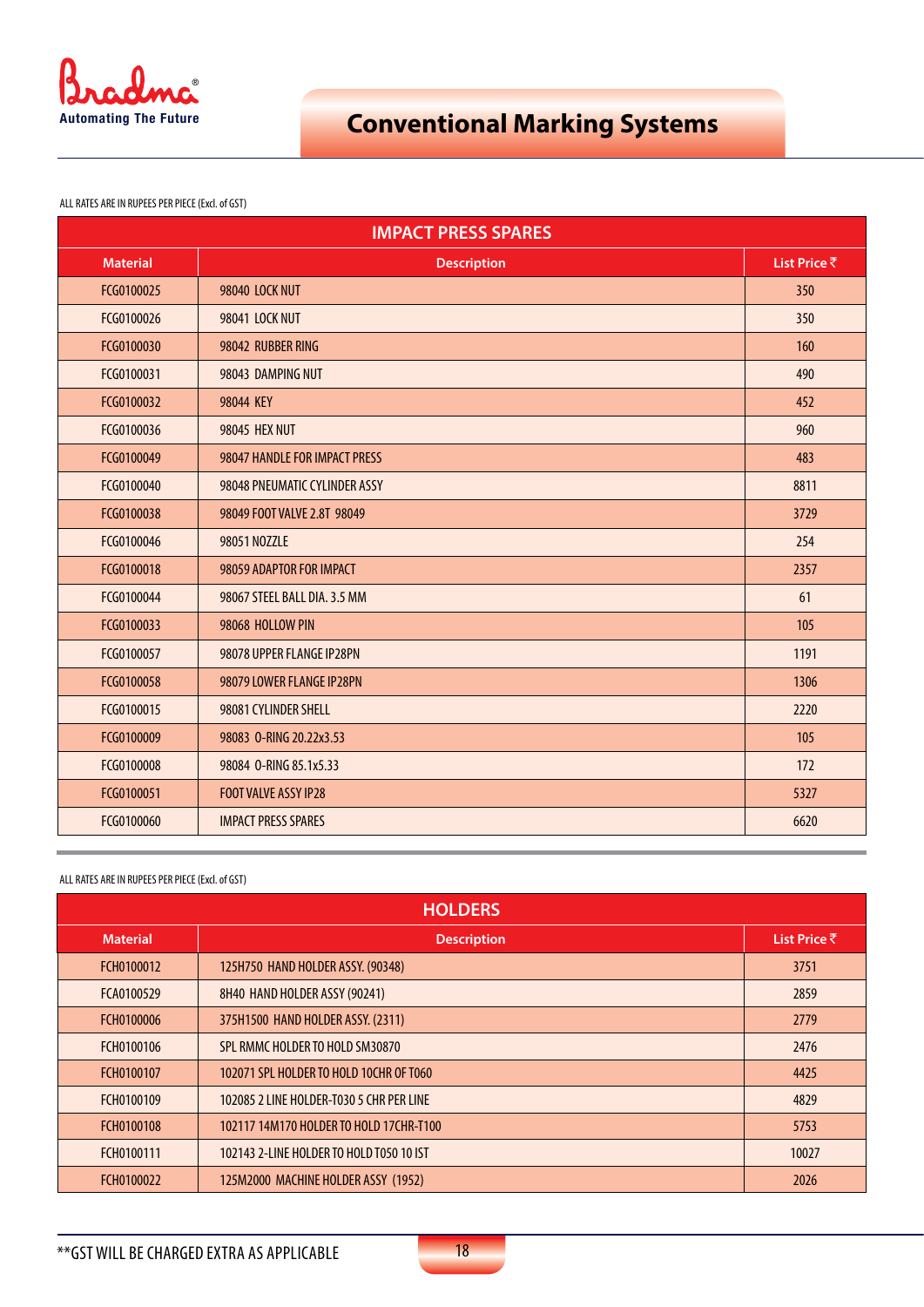# Conventional Marking Systems

ALL RATES ARE IN RUPEES PER PIECE (Excl. of GST)

| IMPACT PRESS SPARES | | |
|---|---|---|
| **Material** | **Description** | **List Price ₹** |
| FCG0100025 | 98040 LOCK NUT | 350 |
| FCG0100026 | 98041 LOCK NUT | 350 |
| FCG0100030 | 98042 RUBBER RING | 160 |
| FCG0100031 | 98043 DAMPING NUT | 490 |
| FCG0100032 | 98044 KEY | 452 |
| FCG0100036 | 98045 HEX NUT | 960 |
| FCG0100049 | 98047 HANDLE FOR IMPACT PRESS | 483 |
| FCG0100040 | 98048 PNEUMATIC CYLINDER ASSY | 8811 |
| FCG0100038 | 98049 FOOT VALVE 2.8T 98049 | 3729 |
| FCG0100046 | 98051 NOZZLE | 254 |
| FCG0100018 | 98059 ADAPTOR FOR IMPACT | 2357 |
| FCG0100044 | 98067 STEEL BALL DIA. 3.5 MM | 61 |
| FCG0100033 | 98068 HOLLOW PIN | 105 |
| FCG0100057 | 98078 UPPER FLANGE IP28PN | 1191 |
| FCG0100058 | 98079 LOWER FLANGE IP28PN | 1306 |
| FCG0100015 | 98081 CYLINDER SHELL | 2220 |
| FCG0100009 | 98083 O-RING 20.22x3.53 | 105 |
| FCG0100008 | 98084 O-RING 85.1x5.33 | 172 |
| FCG0100051 | FOOT VALVE ASSY IP28 | 5327 |
| FCG0100060 | IMPACT PRESS SPARES | 6620 |

ALL RATES ARE IN RUPEES PER PIECE (Excl. of GST)

| HOLDERS | | |
|---|---|---|
| **Material** | **Description** | **List Price ₹** |
| FCH0100012 | 125H750 HAND HOLDER ASSY. (90348) | 3751 |
| FCA0100529 | 8H40 HAND HOLDER ASSY (90241) | 2859 |
| FCH0100006 | 375H1500 HAND HOLDER ASSY. (2311) | 2779 |
| FCH0100106 | SPL RMMC HOLDER TO HOLD SM30870 | 2476 |
| FCH0100107 | 102071 SPL HOLDER TO HOLD 10CHR OF T060 | 4425 |
| FCH0100109 | 102085 2 LINE HOLDER-T030 5 CHR PER LINE | 4829 |
| FCH0100108 | 102117 14M170 HOLDER TO HOLD 17CHR-T100 | 5753 |
| FCH0100111 | 102143 2-LINE HOLDER TO HOLD T050 10 IST | 10027 |
| FCH0100022 | 125M2000 MACHINE HOLDER ASSY (1952) | 2026 |

**GST WILL BE CHARGED EXTRA AS APPLICABLE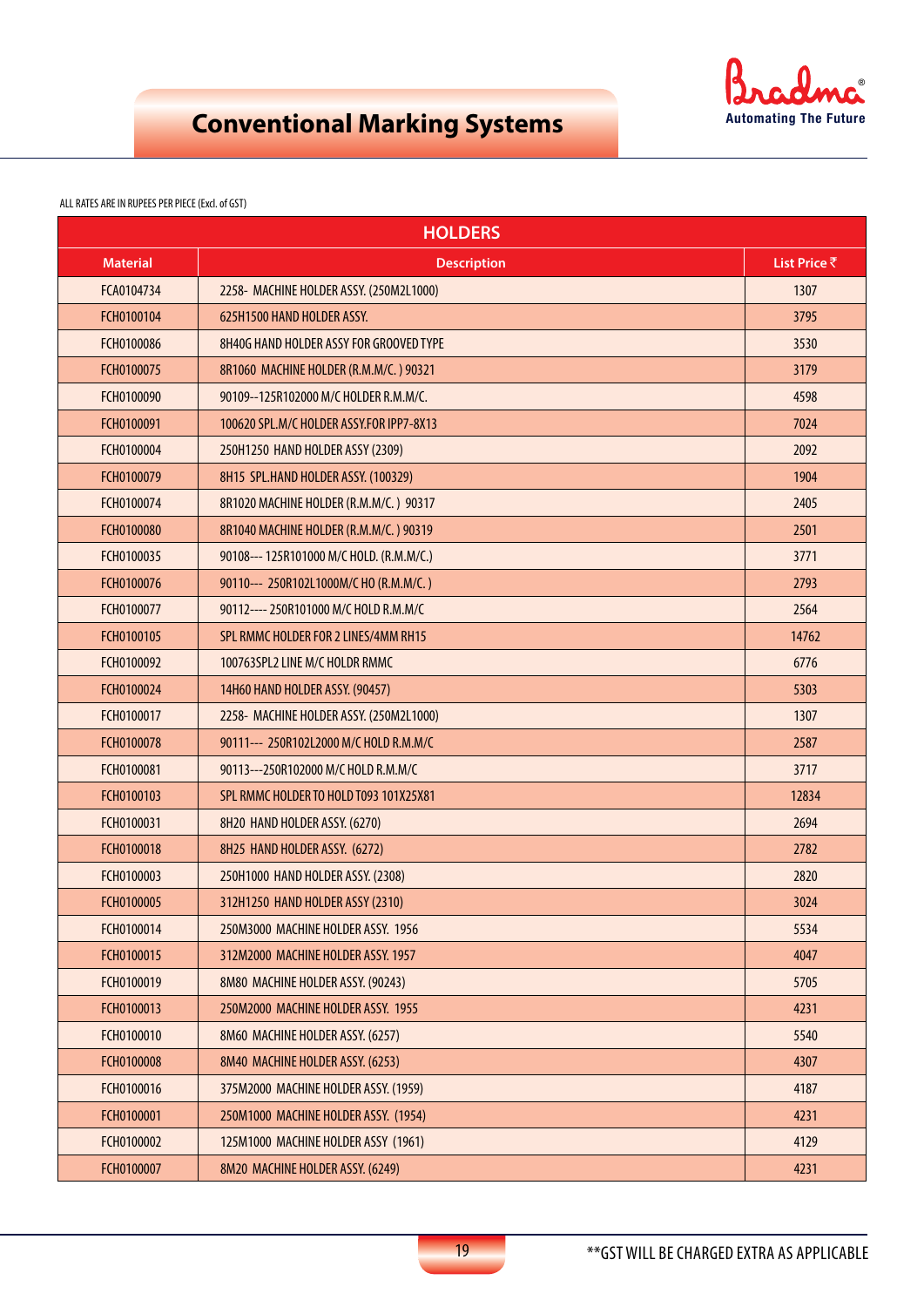# Conventional Marking Systems

Bradma® Automating The Future

ALL RATES ARE IN RUPEES PER PIECE (Excl. of GST)

| HOLDERS | | |
|---|---|---|
| **Material** | **Description** | **List Price ₹** |
| FCA0104734 | 2258- MACHINE HOLDER ASSY. (250M2L1000) | 1307 |
| FCH0100104 | 625H1500 HAND HOLDER ASSY. | 3795 |
| FCH0100086 | 8H40G HAND HOLDER ASSY FOR GROOVED TYPE | 3530 |
| FCH0100075 | 8R1060 MACHINE HOLDER (R.M.M/C. ) 90321 | 3179 |
| FCH0100090 | 90109--125R102000 M/C HOLDER R.M.M/C. | 4598 |
| FCH0100091 | 100620 SPL.M/C HOLDER ASSY.FOR IPP7-8X13 | 7024 |
| FCH0100004 | 250H1250 HAND HOLDER ASSY (2309) | 2092 |
| FCH0100079 | 8H15 SPL.HAND HOLDER ASSY. (100329) | 1904 |
| FCH0100074 | 8R1020 MACHINE HOLDER (R.M.M/C. ) 90317 | 2405 |
| FCH0100080 | 8R1040 MACHINE HOLDER (R.M.M/C. ) 90319 | 2501 |
| FCH0100035 | 90108--- 125R101000 M/C HOLD. (R.M.M/C.) | 3771 |
| FCH0100076 | 90110--- 250R102L1000M/C HO (R.M.M/C. ) | 2793 |
| FCH0100077 | 90112---- 250R101000 M/C HOLD R.M.M/C | 2564 |
| FCH0100105 | SPL RMMC HOLDER FOR 2 LINES/4MM RH15 | 14762 |
| FCH0100092 | 100763SPL2 LINE M/C HOLDR RMMC | 6776 |
| FCH0100024 | 14H60 HAND HOLDER ASSY. (90457) | 5303 |
| FCH0100017 | 2258- MACHINE HOLDER ASSY. (250M2L1000) | 1307 |
| FCH0100078 | 90111--- 250R102L2000 M/C HOLD R.M.M/C | 2587 |
| FCH0100081 | 90113---250R102000 M/C HOLD R.M.M/C | 3717 |
| FCH0100103 | SPL RMMC HOLDER TO HOLD T093 101X25X81 | 12834 |
| FCH0100031 | 8H20 HAND HOLDER ASSY. (6270) | 2694 |
| FCH0100018 | 8H25 HAND HOLDER ASSY. (6272) | 2782 |
| FCH0100003 | 250H1000 HAND HOLDER ASSY. (2308) | 2820 |
| FCH0100005 | 312H1250 HAND HOLDER ASSY (2310) | 3024 |
| FCH0100014 | 250M3000 MACHINE HOLDER ASSY. 1956 | 5534 |
| FCH0100015 | 312M2000 MACHINE HOLDER ASSY. 1957 | 4047 |
| FCH0100019 | 8M80 MACHINE HOLDER ASSY. (90243) | 5705 |
| FCH0100013 | 250M2000 MACHINE HOLDER ASSY. 1955 | 4231 |
| FCH0100010 | 8M60 MACHINE HOLDER ASSY. (6257) | 5540 |
| FCH0100008 | 8M40 MACHINE HOLDER ASSY. (6253) | 4307 |
| FCH0100016 | 375M2000 MACHINE HOLDER ASSY. (1959) | 4187 |
| FCH0100001 | 250M1000 MACHINE HOLDER ASSY. (1954) | 4231 |
| FCH0100002 | 125M1000 MACHINE HOLDER ASSY (1961) | 4129 |
| FCH0100007 | 8M20 MACHINE HOLDER ASSY. (6249) | 4231 |

**GST WILL BE CHARGED EXTRA AS APPLICABLE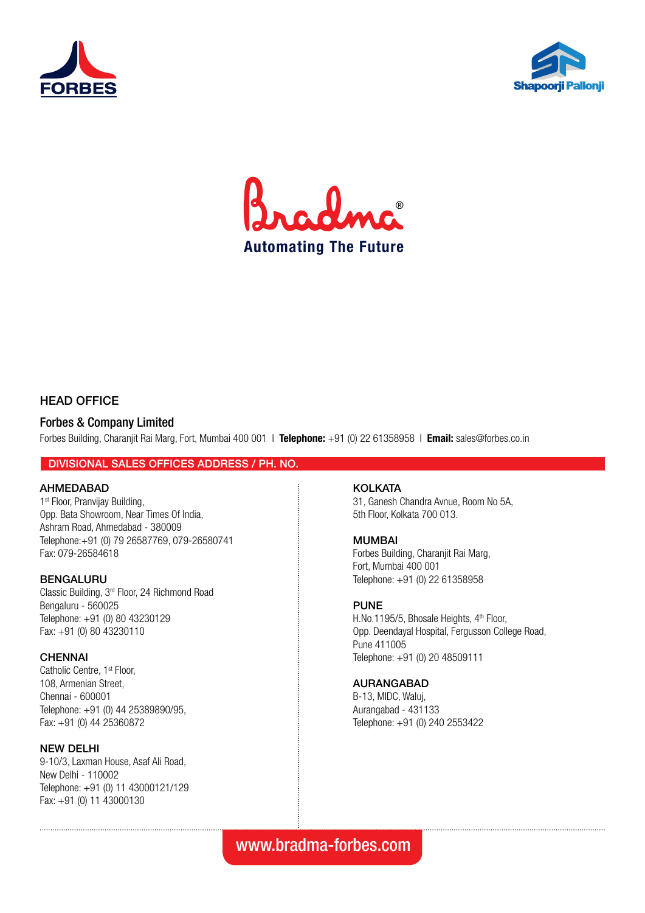FORBES

Shapoorji Pallonji

Bradma®

**Automating The Future**

## HEAD OFFICE

### Forbes & Company Limited

Forbes Building, Charanjit Rai Marg, Fort, Mumbai 400 001 | **Telephone:** +91 (0) 22 61358958 | **Email:** sales@forbes.co.in

## DIVISIONAL SALES OFFICES ADDRESS / PH. NO.

**AHMEDABAD**
1st Floor, Pranvijay Building,
Opp. Bata Showroom, Near Times Of India,
Ashram Road, Ahmedabad - 380009
Telephone:+91 (0) 79 26587769, 079-26580741
Fax: 079-26584618

**BENGALURU**
Classic Building, 3rd Floor, 24 Richmond Road
Bengaluru - 560025
Telephone: +91 (0) 80 43230129
Fax: +91 (0) 80 43230110

**CHENNAI**
Catholic Centre, 1st Floor,
108, Armenian Street,
Chennai - 600001
Telephone: +91 (0) 44 25389890/95,
Fax: +91 (0) 44 25360872

**NEW DELHI**
9-10/3, Laxman House, Asaf Ali Road,
New Delhi - 110002
Telephone: +91 (0) 11 43000121/129
Fax: +91 (0) 11 43000130

**KOLKATA**
31, Ganesh Chandra Avnue, Room No 5A,
5th Floor, Kolkata 700 013.

**MUMBAI**
Forbes Building, Charanjit Rai Marg,
Fort, Mumbai 400 001
Telephone: +91 (0) 22 61358958

**PUNE**
H.No.1195/5, Bhosale Heights, 4th Floor,
Opp. Deendayal Hospital, Fergusson College Road,
Pune 411005
Telephone: +91 (0) 20 48509111

**AURANGABAD**
B-13, MIDC, Waluj,
Aurangabad - 431133
Telephone: +91 (0) 240 2553422

www.bradma-forbes.com